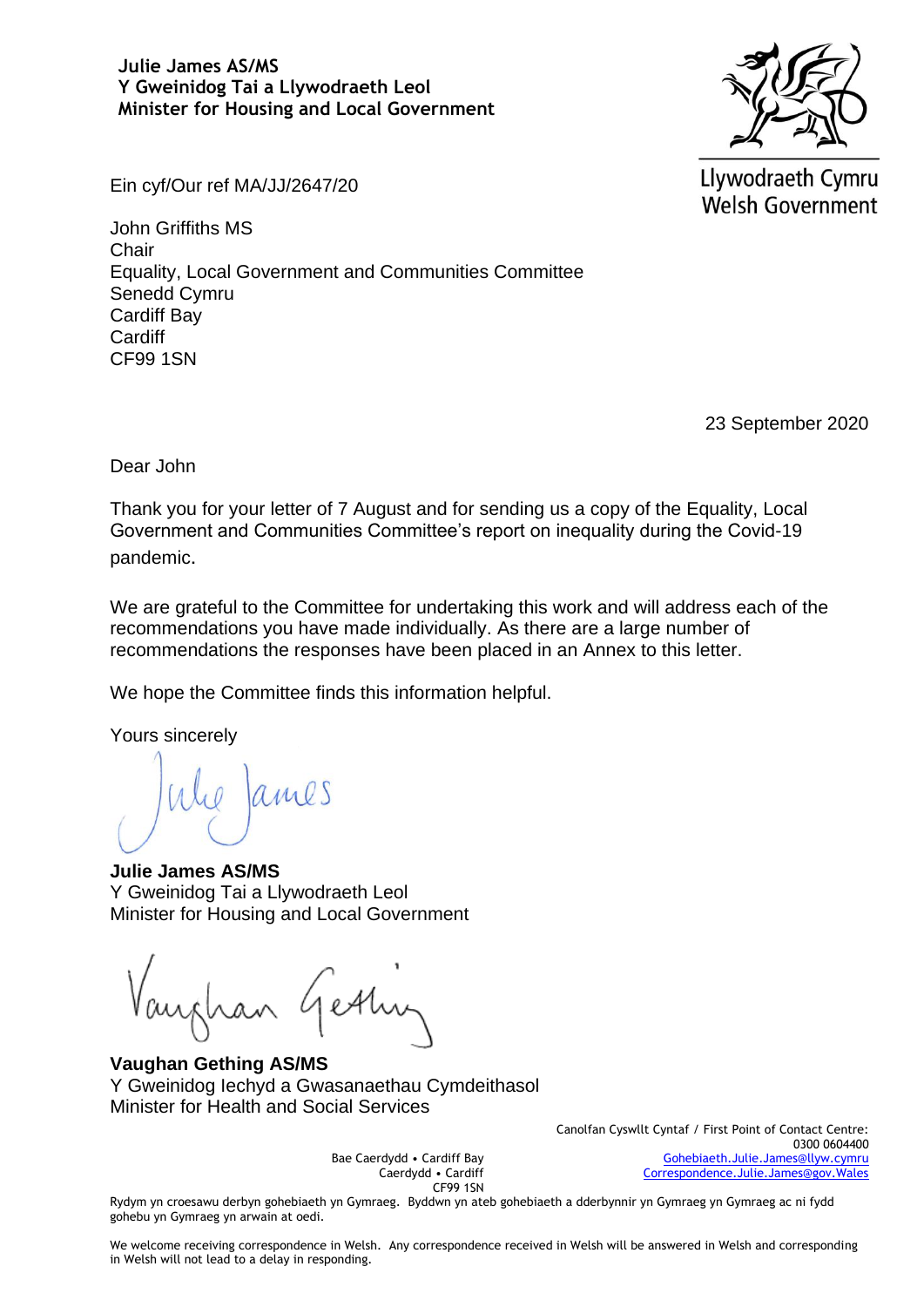**Julie James AS/MS**
**Y Gweinidog Tai a Llywodraeth Leol**
**Minister for Housing and Local Government**

Llywodraeth Cymru
Welsh Government

Ein cyf/Our ref MA/JJ/2647/20

John Griffiths MS
Chair
Equality, Local Government and Communities Committee
Senedd Cymru
Cardiff Bay
Cardiff
CF99 1SN

23 September 2020

Dear John

Thank you for your letter of 7 August and for sending us a copy of the Equality, Local Government and Communities Committee's report on inequality during the Covid-19 pandemic.

We are grateful to the Committee for undertaking this work and will address each of the recommendations you have made individually. As there are a large number of recommendations the responses have been placed in an Annex to this letter.

We hope the Committee finds this information helpful.

Yours sincerely

**Julie James AS/MS**
Y Gweinidog Tai a Llywodraeth Leol
Minister for Housing and Local Government

**Vaughan Gething AS/MS**
Y Gweinidog Iechyd a Gwasanaethau Cymdeithasol
Minister for Health and Social Services

Bae Caerdydd • Cardiff Bay
Caerdydd • Cardiff
CF99 1SN

Canolfan Cyswllt Cyntaf / First Point of Contact Centre:
0300 0604400
Gohebiaeth.Julie.James@llyw.cymru
Correspondence.Julie.James@gov.Wales

Rydym yn croesawu derbyn gohebiaeth yn Gymraeg. Byddwn yn ateb gohebiaeth a dderbynnir yn Gymraeg yn Gymraeg ac ni fydd gohebu yn Gymraeg yn arwain at oedi.

We welcome receiving correspondence in Welsh. Any correspondence received in Welsh will be answered in Welsh and corresponding in Welsh will not lead to a delay in responding.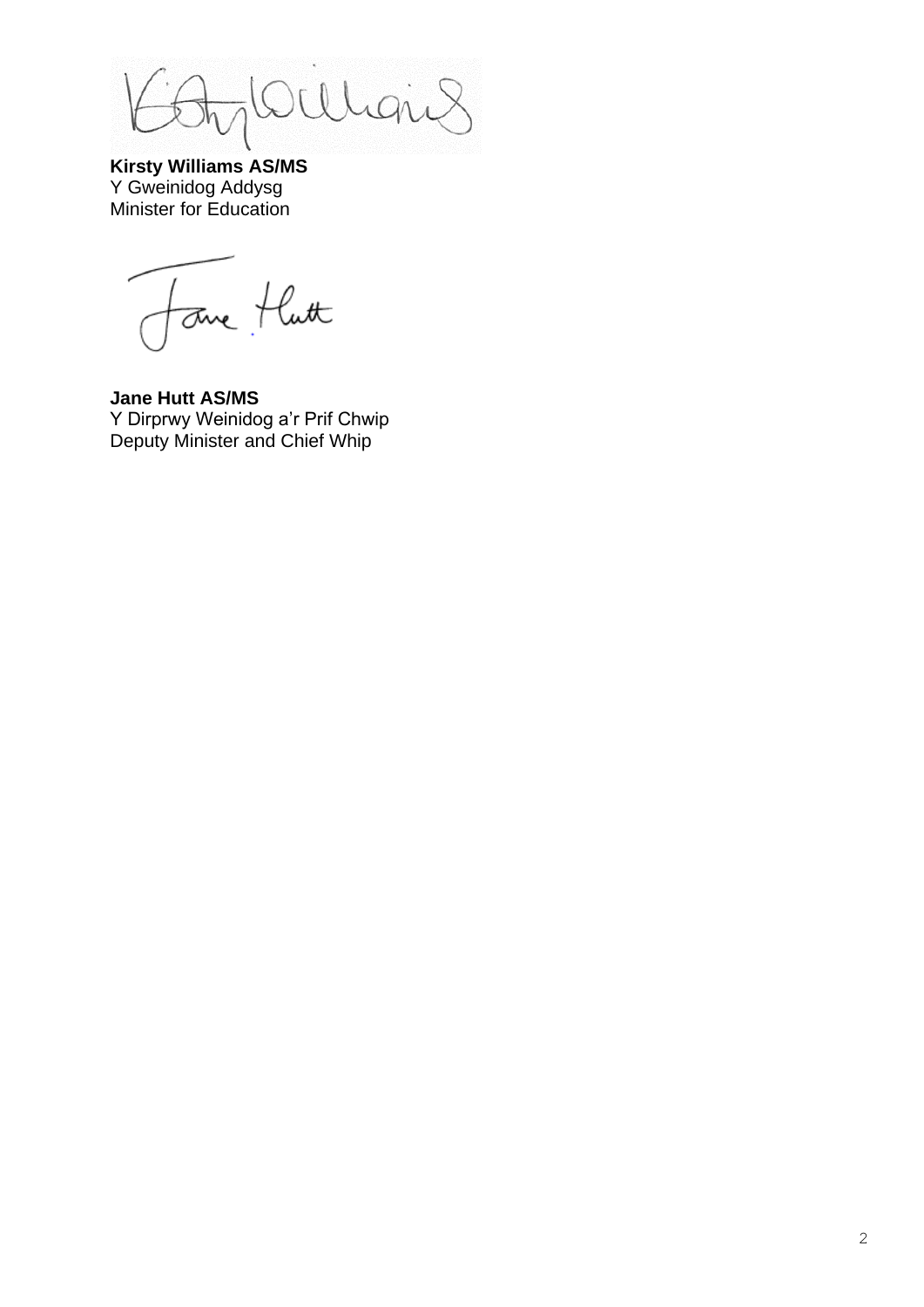**Kirsty Williams AS/MS**
Y Gweinidog Addysg
Minister for Education

**Jane Hutt AS/MS**
Y Dirprwy Weinidog a'r Prif Chwip
Deputy Minister and Chief Whip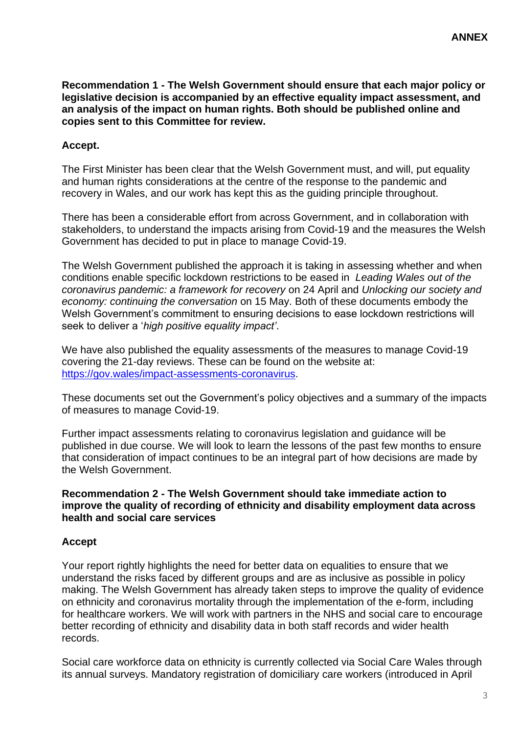**ANNEX**

**Recommendation 1 - The Welsh Government should ensure that each major policy or legislative decision is accompanied by an effective equality impact assessment, and an analysis of the impact on human rights. Both should be published online and copies sent to this Committee for review.**

**Accept.**

The First Minister has been clear that the Welsh Government must, and will, put equality and human rights considerations at the centre of the response to the pandemic and recovery in Wales, and our work has kept this as the guiding principle throughout.

There has been a considerable effort from across Government, and in collaboration with stakeholders, to understand the impacts arising from Covid-19 and the measures the Welsh Government has decided to put in place to manage Covid-19.

The Welsh Government published the approach it is taking in assessing whether and when conditions enable specific lockdown restrictions to be eased in *Leading Wales out of the coronavirus pandemic: a framework for recovery* on 24 April and *Unlocking our society and economy: continuing the conversation* on 15 May. Both of these documents embody the Welsh Government's commitment to ensuring decisions to ease lockdown restrictions will seek to deliver a '*high positive equality impact'*.

We have also published the equality assessments of the measures to manage Covid-19 covering the 21-day reviews. These can be found on the website at: [https://gov.wales/impact-assessments-coronavirus](https://gov.wales/impact-assessments-coronavirus).

These documents set out the Government's policy objectives and a summary of the impacts of measures to manage Covid-19.

Further impact assessments relating to coronavirus legislation and guidance will be published in due course. We will look to learn the lessons of the past few months to ensure that consideration of impact continues to be an integral part of how decisions are made by the Welsh Government.

**Recommendation 2 - The Welsh Government should take immediate action to improve the quality of recording of ethnicity and disability employment data across health and social care services**

**Accept**

Your report rightly highlights the need for better data on equalities to ensure that we understand the risks faced by different groups and are as inclusive as possible in policy making. The Welsh Government has already taken steps to improve the quality of evidence on ethnicity and coronavirus mortality through the implementation of the e-form, including for healthcare workers. We will work with partners in the NHS and social care to encourage better recording of ethnicity and disability data in both staff records and wider health records.

Social care workforce data on ethnicity is currently collected via Social Care Wales through its annual surveys. Mandatory registration of domiciliary care workers (introduced in April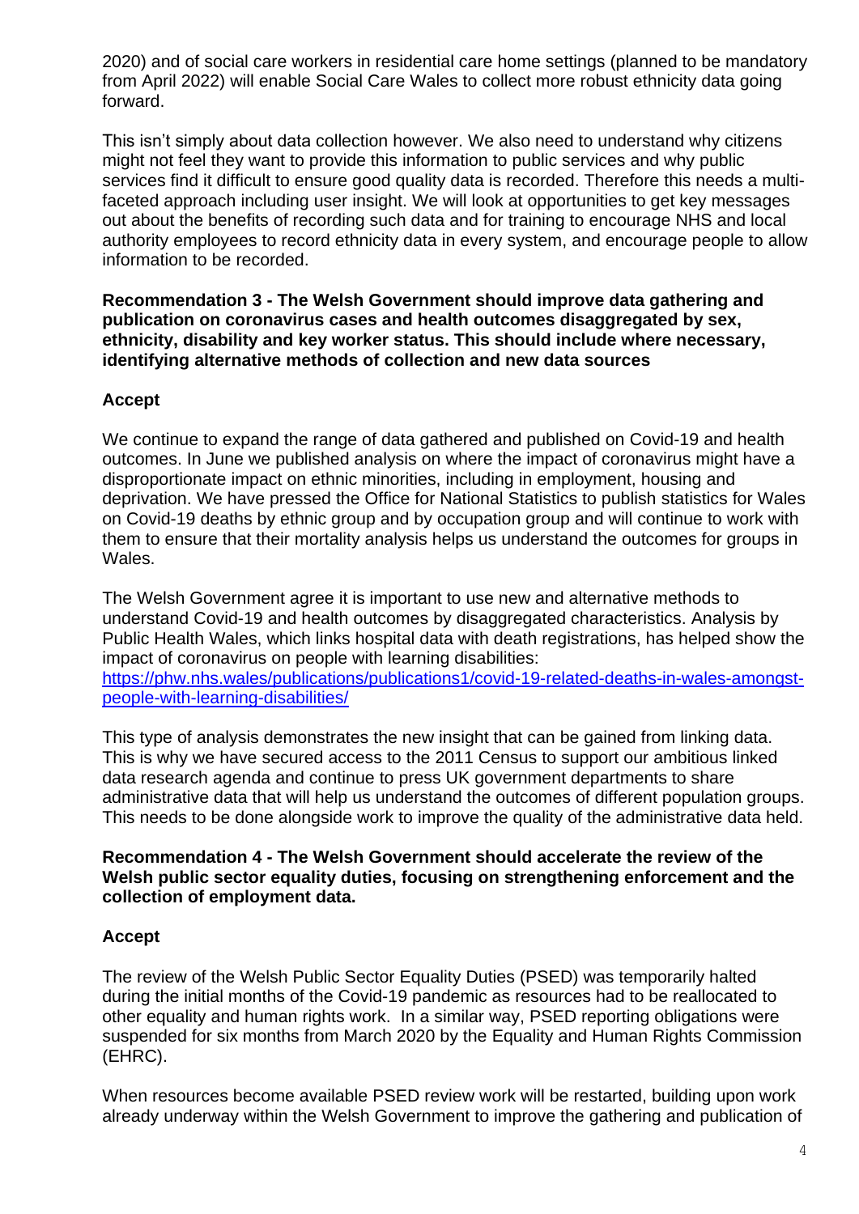2020) and of social care workers in residential care home settings (planned to be mandatory from April 2022) will enable Social Care Wales to collect more robust ethnicity data going forward.

This isn't simply about data collection however. We also need to understand why citizens might not feel they want to provide this information to public services and why public services find it difficult to ensure good quality data is recorded. Therefore this needs a multi-faceted approach including user insight. We will look at opportunities to get key messages out about the benefits of recording such data and for training to encourage NHS and local authority employees to record ethnicity data in every system, and encourage people to allow information to be recorded.

**Recommendation 3 - The Welsh Government should improve data gathering and publication on coronavirus cases and health outcomes disaggregated by sex, ethnicity, disability and key worker status. This should include where necessary, identifying alternative methods of collection and new data sources**

**Accept**

We continue to expand the range of data gathered and published on Covid-19 and health outcomes. In June we published analysis on where the impact of coronavirus might have a disproportionate impact on ethnic minorities, including in employment, housing and deprivation. We have pressed the Office for National Statistics to publish statistics for Wales on Covid-19 deaths by ethnic group and by occupation group and will continue to work with them to ensure that their mortality analysis helps us understand the outcomes for groups in Wales.

The Welsh Government agree it is important to use new and alternative methods to understand Covid-19 and health outcomes by disaggregated characteristics. Analysis by Public Health Wales, which links hospital data with death registrations, has helped show the impact of coronavirus on people with learning disabilities:
[https://phw.nhs.wales/publications/publications1/covid-19-related-deaths-in-wales-amongst-people-with-learning-disabilities/](https://phw.nhs.wales/publications/publications1/covid-19-related-deaths-in-wales-amongst-people-with-learning-disabilities/)

This type of analysis demonstrates the new insight that can be gained from linking data. This is why we have secured access to the 2011 Census to support our ambitious linked data research agenda and continue to press UK government departments to share administrative data that will help us understand the outcomes of different population groups. This needs to be done alongside work to improve the quality of the administrative data held.

**Recommendation 4 - The Welsh Government should accelerate the review of the Welsh public sector equality duties, focusing on strengthening enforcement and the collection of employment data.**

**Accept**

The review of the Welsh Public Sector Equality Duties (PSED) was temporarily halted during the initial months of the Covid-19 pandemic as resources had to be reallocated to other equality and human rights work. In a similar way, PSED reporting obligations were suspended for six months from March 2020 by the Equality and Human Rights Commission (EHRC).

When resources become available PSED review work will be restarted, building upon work already underway within the Welsh Government to improve the gathering and publication of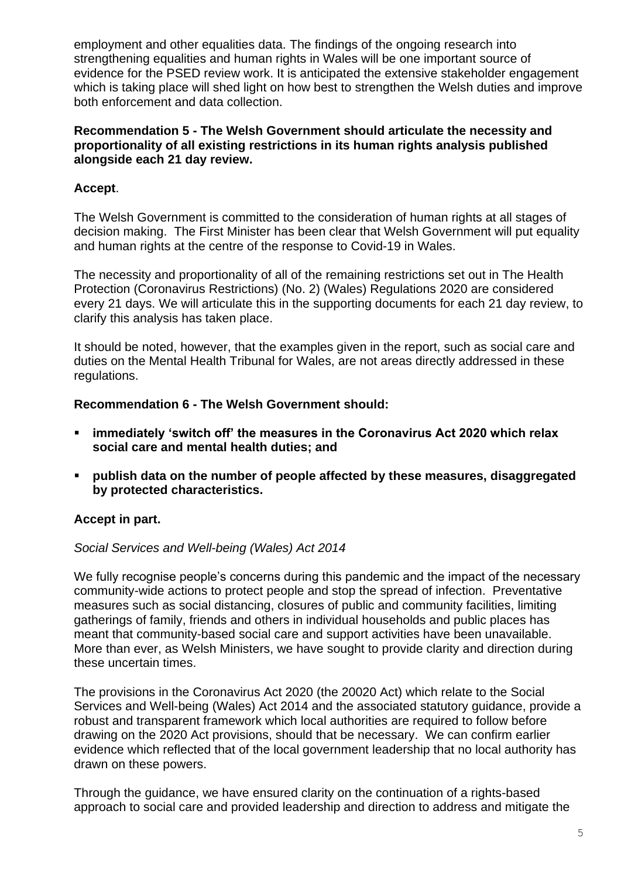employment and other equalities data. The findings of the ongoing research into strengthening equalities and human rights in Wales will be one important source of evidence for the PSED review work. It is anticipated the extensive stakeholder engagement which is taking place will shed light on how best to strengthen the Welsh duties and improve both enforcement and data collection.

**Recommendation 5 - The Welsh Government should articulate the necessity and proportionality of all existing restrictions in its human rights analysis published alongside each 21 day review.**

**Accept**.

The Welsh Government is committed to the consideration of human rights at all stages of decision making. The First Minister has been clear that Welsh Government will put equality and human rights at the centre of the response to Covid-19 in Wales.

The necessity and proportionality of all of the remaining restrictions set out in The Health Protection (Coronavirus Restrictions) (No. 2) (Wales) Regulations 2020 are considered every 21 days. We will articulate this in the supporting documents for each 21 day review, to clarify this analysis has taken place.

It should be noted, however, that the examples given in the report, such as social care and duties on the Mental Health Tribunal for Wales, are not areas directly addressed in these regulations.

**Recommendation 6 - The Welsh Government should:**

- **immediately 'switch off' the measures in the Coronavirus Act 2020 which relax social care and mental health duties; and**
- **publish data on the number of people affected by these measures, disaggregated by protected characteristics.**

**Accept in part.**

*Social Services and Well-being (Wales) Act 2014*

We fully recognise people's concerns during this pandemic and the impact of the necessary community-wide actions to protect people and stop the spread of infection. Preventative measures such as social distancing, closures of public and community facilities, limiting gatherings of family, friends and others in individual households and public places has meant that community-based social care and support activities have been unavailable. More than ever, as Welsh Ministers, we have sought to provide clarity and direction during these uncertain times.

The provisions in the Coronavirus Act 2020 (the 20020 Act) which relate to the Social Services and Well-being (Wales) Act 2014 and the associated statutory guidance, provide a robust and transparent framework which local authorities are required to follow before drawing on the 2020 Act provisions, should that be necessary. We can confirm earlier evidence which reflected that of the local government leadership that no local authority has drawn on these powers.

Through the guidance, we have ensured clarity on the continuation of a rights-based approach to social care and provided leadership and direction to address and mitigate the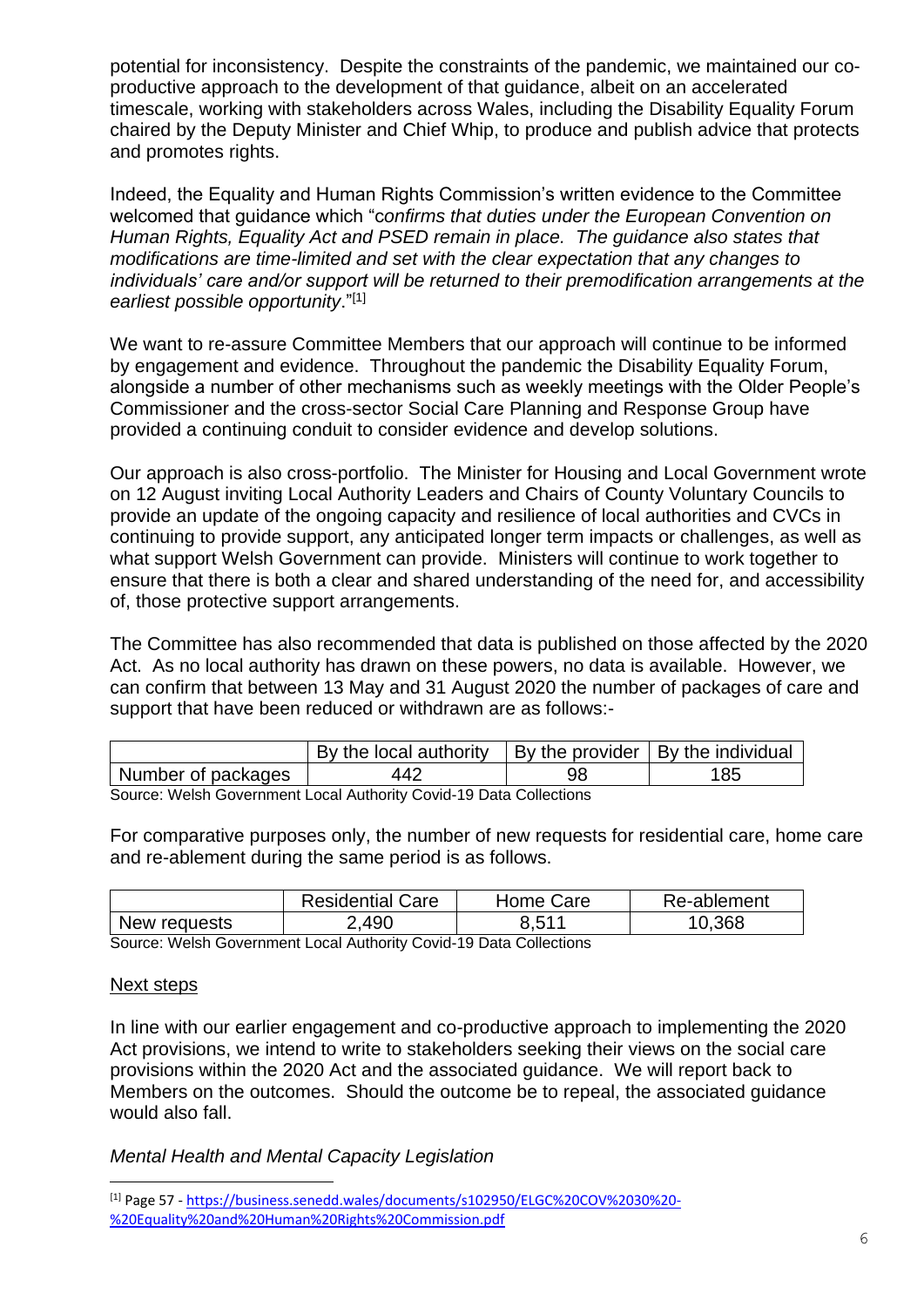potential for inconsistency. Despite the constraints of the pandemic, we maintained our co-productive approach to the development of that guidance, albeit on an accelerated timescale, working with stakeholders across Wales, including the Disability Equality Forum chaired by the Deputy Minister and Chief Whip, to produce and publish advice that protects and promotes rights.

Indeed, the Equality and Human Rights Commission's written evidence to the Committee welcomed that guidance which "*confirms that duties under the European Convention on Human Rights, Equality Act and PSED remain in place. The guidance also states that modifications are time-limited and set with the clear expectation that any changes to individuals' care and/or support will be returned to their premodification arrangements at the earliest possible opportunity*."[1]

We want to re-assure Committee Members that our approach will continue to be informed by engagement and evidence. Throughout the pandemic the Disability Equality Forum, alongside a number of other mechanisms such as weekly meetings with the Older People's Commissioner and the cross-sector Social Care Planning and Response Group have provided a continuing conduit to consider evidence and develop solutions.

Our approach is also cross-portfolio. The Minister for Housing and Local Government wrote on 12 August inviting Local Authority Leaders and Chairs of County Voluntary Councils to provide an update of the ongoing capacity and resilience of local authorities and CVCs in continuing to provide support, any anticipated longer term impacts or challenges, as well as what support Welsh Government can provide. Ministers will continue to work together to ensure that there is both a clear and shared understanding of the need for, and accessibility of, those protective support arrangements.

The Committee has also recommended that data is published on those affected by the 2020 Act. As no local authority has drawn on these powers, no data is available. However, we can confirm that between 13 May and 31 August 2020 the number of packages of care and support that have been reduced or withdrawn are as follows:-

| | By the local authority | By the provider | By the individual |
|---|---|---|---|
| Number of packages | 442 | 98 | 185 |

Source: Welsh Government Local Authority Covid-19 Data Collections

For comparative purposes only, the number of new requests for residential care, home care and re-ablement during the same period is as follows.

| | Residential Care | Home Care | Re-ablement |
|---|---|---|---|
| New requests | 2,490 | 8,511 | 10,368 |

Source: Welsh Government Local Authority Covid-19 Data Collections

<u>Next steps</u>

In line with our earlier engagement and co-productive approach to implementing the 2020 Act provisions, we intend to write to stakeholders seeking their views on the social care provisions within the 2020 Act and the associated guidance. We will report back to Members on the outcomes. Should the outcome be to repeal, the associated guidance would also fall.

*Mental Health and Mental Capacity Legislation*

[1] Page 57 - https://business.senedd.wales/documents/s102950/ELGC%20COV%2030%20-%20Equality%20and%20Human%20Rights%20Commission.pdf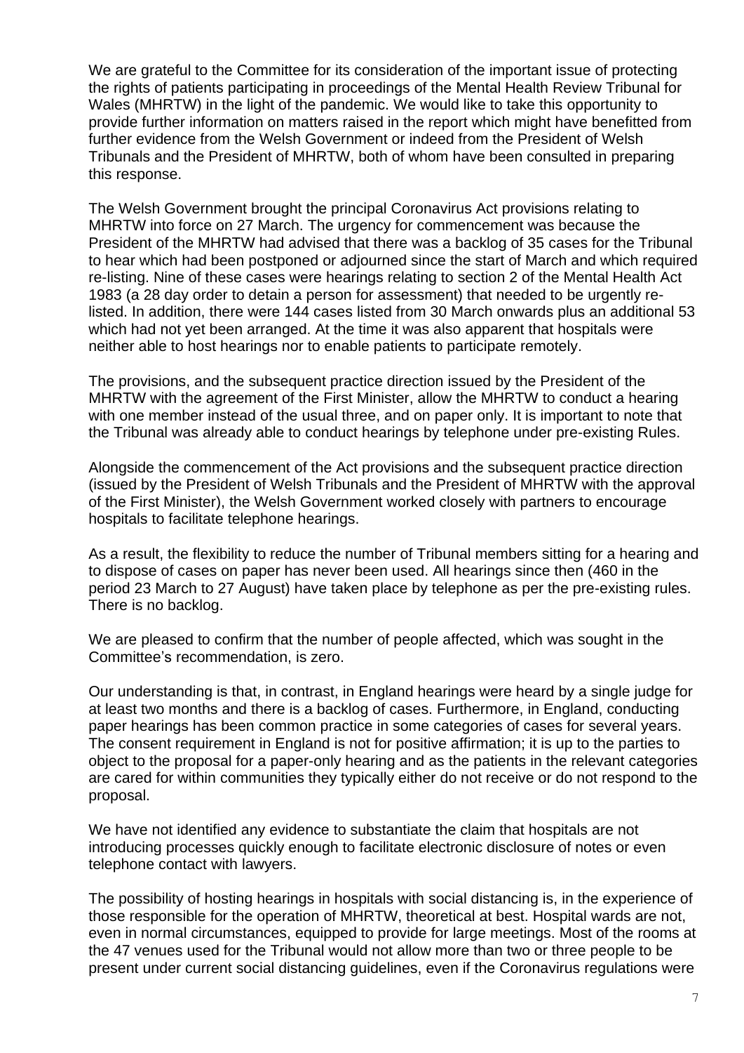We are grateful to the Committee for its consideration of the important issue of protecting the rights of patients participating in proceedings of the Mental Health Review Tribunal for Wales (MHRTW) in the light of the pandemic. We would like to take this opportunity to provide further information on matters raised in the report which might have benefitted from further evidence from the Welsh Government or indeed from the President of Welsh Tribunals and the President of MHRTW, both of whom have been consulted in preparing this response.

The Welsh Government brought the principal Coronavirus Act provisions relating to MHRTW into force on 27 March. The urgency for commencement was because the President of the MHRTW had advised that there was a backlog of 35 cases for the Tribunal to hear which had been postponed or adjourned since the start of March and which required re-listing. Nine of these cases were hearings relating to section 2 of the Mental Health Act 1983 (a 28 day order to detain a person for assessment) that needed to be urgently re-listed. In addition, there were 144 cases listed from 30 March onwards plus an additional 53 which had not yet been arranged. At the time it was also apparent that hospitals were neither able to host hearings nor to enable patients to participate remotely.

The provisions, and the subsequent practice direction issued by the President of the MHRTW with the agreement of the First Minister, allow the MHRTW to conduct a hearing with one member instead of the usual three, and on paper only. It is important to note that the Tribunal was already able to conduct hearings by telephone under pre-existing Rules.

Alongside the commencement of the Act provisions and the subsequent practice direction (issued by the President of Welsh Tribunals and the President of MHRTW with the approval of the First Minister), the Welsh Government worked closely with partners to encourage hospitals to facilitate telephone hearings.

As a result, the flexibility to reduce the number of Tribunal members sitting for a hearing and to dispose of cases on paper has never been used. All hearings since then (460 in the period 23 March to 27 August) have taken place by telephone as per the pre-existing rules. There is no backlog.

We are pleased to confirm that the number of people affected, which was sought in the Committee's recommendation, is zero.

Our understanding is that, in contrast, in England hearings were heard by a single judge for at least two months and there is a backlog of cases. Furthermore, in England, conducting paper hearings has been common practice in some categories of cases for several years. The consent requirement in England is not for positive affirmation; it is up to the parties to object to the proposal for a paper-only hearing and as the patients in the relevant categories are cared for within communities they typically either do not receive or do not respond to the proposal.

We have not identified any evidence to substantiate the claim that hospitals are not introducing processes quickly enough to facilitate electronic disclosure of notes or even telephone contact with lawyers.

The possibility of hosting hearings in hospitals with social distancing is, in the experience of those responsible for the operation of MHRTW, theoretical at best. Hospital wards are not, even in normal circumstances, equipped to provide for large meetings. Most of the rooms at the 47 venues used for the Tribunal would not allow more than two or three people to be present under current social distancing guidelines, even if the Coronavirus regulations were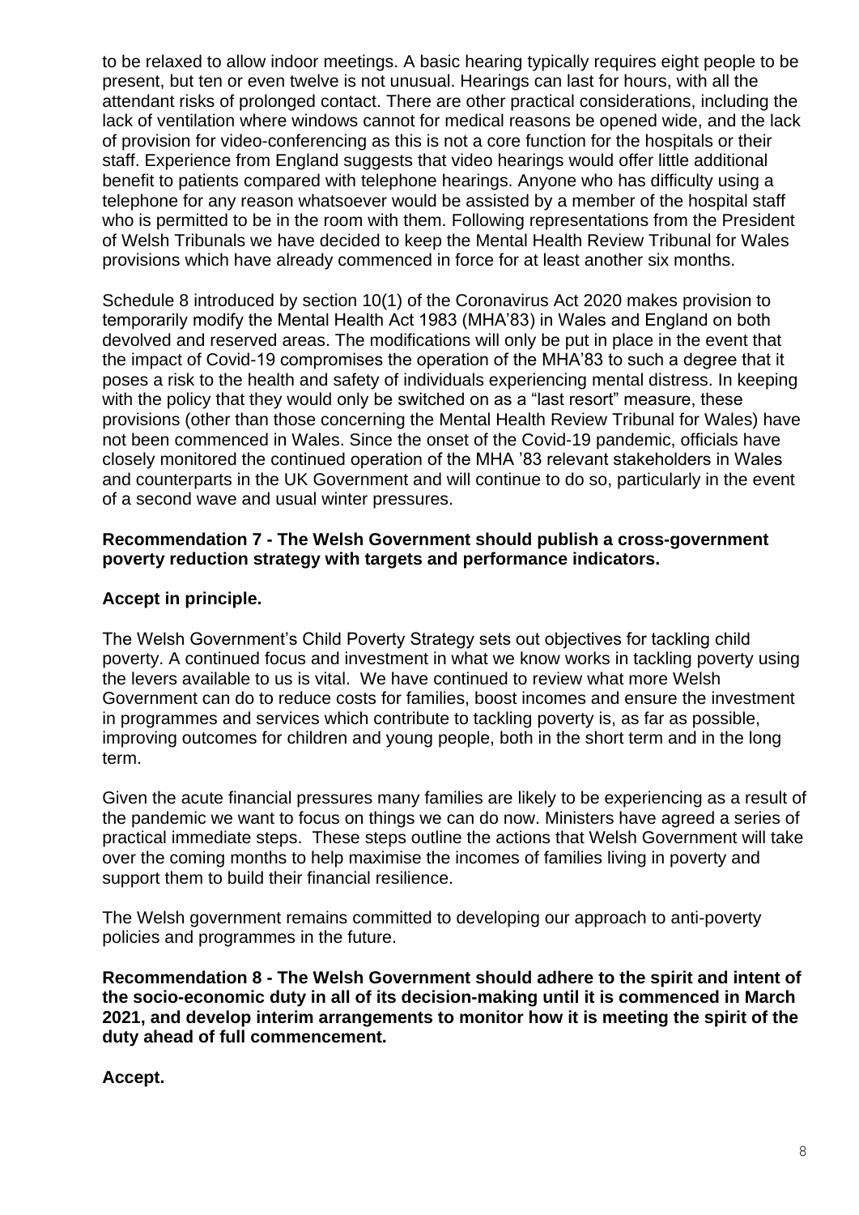to be relaxed to allow indoor meetings. A basic hearing typically requires eight people to be present, but ten or even twelve is not unusual. Hearings can last for hours, with all the attendant risks of prolonged contact. There are other practical considerations, including the lack of ventilation where windows cannot for medical reasons be opened wide, and the lack of provision for video-conferencing as this is not a core function for the hospitals or their staff. Experience from England suggests that video hearings would offer little additional benefit to patients compared with telephone hearings. Anyone who has difficulty using a telephone for any reason whatsoever would be assisted by a member of the hospital staff who is permitted to be in the room with them. Following representations from the President of Welsh Tribunals we have decided to keep the Mental Health Review Tribunal for Wales provisions which have already commenced in force for at least another six months.

Schedule 8 introduced by section 10(1) of the Coronavirus Act 2020 makes provision to temporarily modify the Mental Health Act 1983 (MHA'83) in Wales and England on both devolved and reserved areas. The modifications will only be put in place in the event that the impact of Covid-19 compromises the operation of the MHA'83 to such a degree that it poses a risk to the health and safety of individuals experiencing mental distress. In keeping with the policy that they would only be switched on as a "last resort" measure, these provisions (other than those concerning the Mental Health Review Tribunal for Wales) have not been commenced in Wales. Since the onset of the Covid-19 pandemic, officials have closely monitored the continued operation of the MHA '83 relevant stakeholders in Wales and counterparts in the UK Government and will continue to do so, particularly in the event of a second wave and usual winter pressures.

**Recommendation 7 - The Welsh Government should publish a cross-government poverty reduction strategy with targets and performance indicators.**

**Accept in principle.**

The Welsh Government's Child Poverty Strategy sets out objectives for tackling child poverty. A continued focus and investment in what we know works in tackling poverty using the levers available to us is vital. We have continued to review what more Welsh Government can do to reduce costs for families, boost incomes and ensure the investment in programmes and services which contribute to tackling poverty is, as far as possible, improving outcomes for children and young people, both in the short term and in the long term.

Given the acute financial pressures many families are likely to be experiencing as a result of the pandemic we want to focus on things we can do now. Ministers have agreed a series of practical immediate steps. These steps outline the actions that Welsh Government will take over the coming months to help maximise the incomes of families living in poverty and support them to build their financial resilience.

The Welsh government remains committed to developing our approach to anti-poverty policies and programmes in the future.

**Recommendation 8 - The Welsh Government should adhere to the spirit and intent of the socio-economic duty in all of its decision-making until it is commenced in March 2021, and develop interim arrangements to monitor how it is meeting the spirit of the duty ahead of full commencement.**

**Accept.**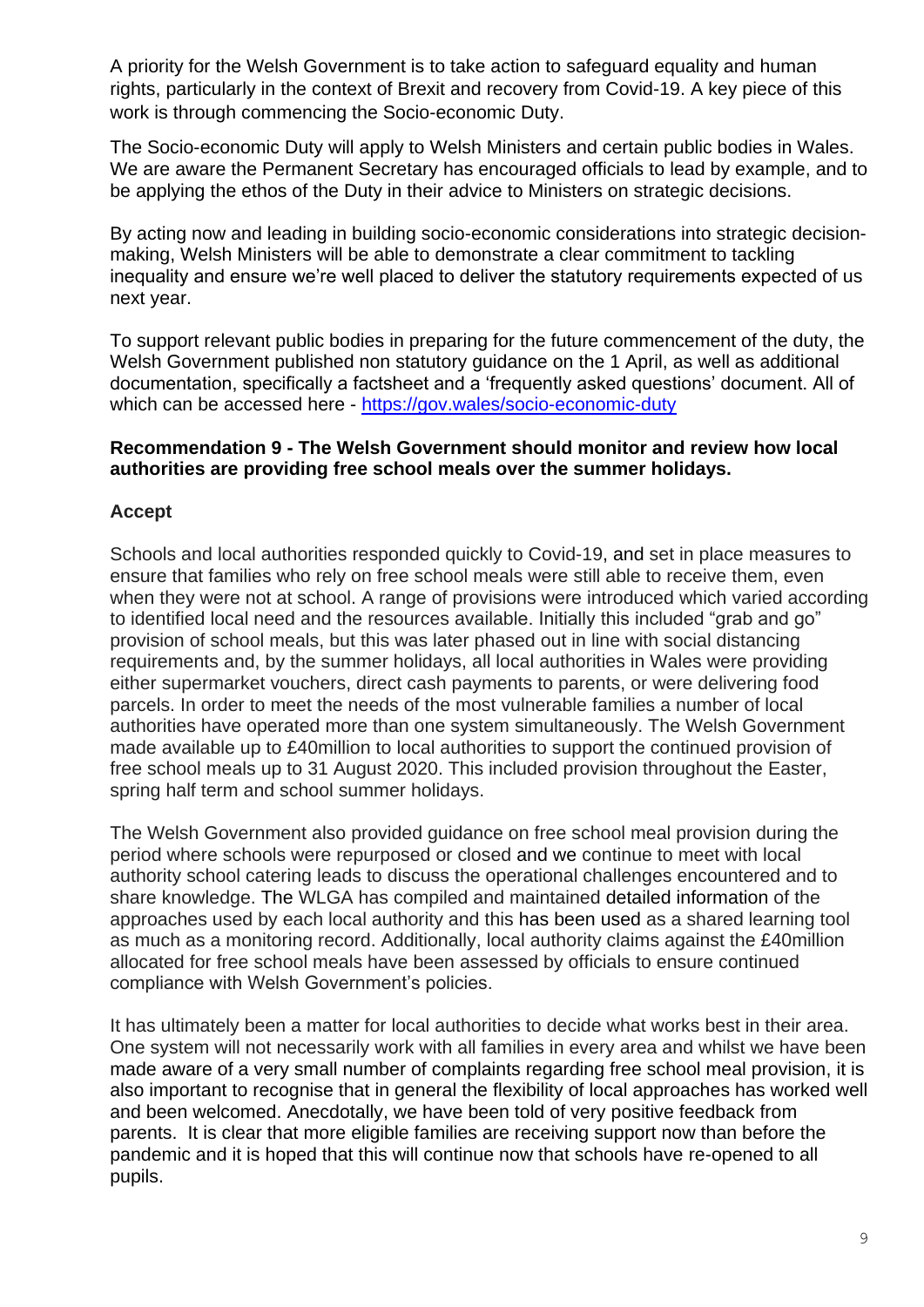A priority for the Welsh Government is to take action to safeguard equality and human rights, particularly in the context of Brexit and recovery from Covid-19. A key piece of this work is through commencing the Socio-economic Duty.

The Socio-economic Duty will apply to Welsh Ministers and certain public bodies in Wales. We are aware the Permanent Secretary has encouraged officials to lead by example, and to be applying the ethos of the Duty in their advice to Ministers on strategic decisions.

By acting now and leading in building socio-economic considerations into strategic decision-making, Welsh Ministers will be able to demonstrate a clear commitment to tackling inequality and ensure we're well placed to deliver the statutory requirements expected of us next year.

To support relevant public bodies in preparing for the future commencement of the duty, the Welsh Government published non statutory guidance on the 1 April, as well as additional documentation, specifically a factsheet and a 'frequently asked questions' document. All of which can be accessed here - [https://gov.wales/socio-economic-duty](https://gov.wales/socio-economic-duty)

**Recommendation 9 - The Welsh Government should monitor and review how local authorities are providing free school meals over the summer holidays.**

**Accept**

Schools and local authorities responded quickly to Covid-19, and set in place measures to ensure that families who rely on free school meals were still able to receive them, even when they were not at school. A range of provisions were introduced which varied according to identified local need and the resources available. Initially this included "grab and go" provision of school meals, but this was later phased out in line with social distancing requirements and, by the summer holidays, all local authorities in Wales were providing either supermarket vouchers, direct cash payments to parents, or were delivering food parcels. In order to meet the needs of the most vulnerable families a number of local authorities have operated more than one system simultaneously. The Welsh Government made available up to £40million to local authorities to support the continued provision of free school meals up to 31 August 2020. This included provision throughout the Easter, spring half term and school summer holidays.

The Welsh Government also provided guidance on free school meal provision during the period where schools were repurposed or closed and we continue to meet with local authority school catering leads to discuss the operational challenges encountered and to share knowledge. The WLGA has compiled and maintained detailed information of the approaches used by each local authority and this has been used as a shared learning tool as much as a monitoring record. Additionally, local authority claims against the £40million allocated for free school meals have been assessed by officials to ensure continued compliance with Welsh Government's policies.

It has ultimately been a matter for local authorities to decide what works best in their area. One system will not necessarily work with all families in every area and whilst we have been made aware of a very small number of complaints regarding free school meal provision, it is also important to recognise that in general the flexibility of local approaches has worked well and been welcomed. Anecdotally, we have been told of very positive feedback from parents. It is clear that more eligible families are receiving support now than before the pandemic and it is hoped that this will continue now that schools have re-opened to all pupils.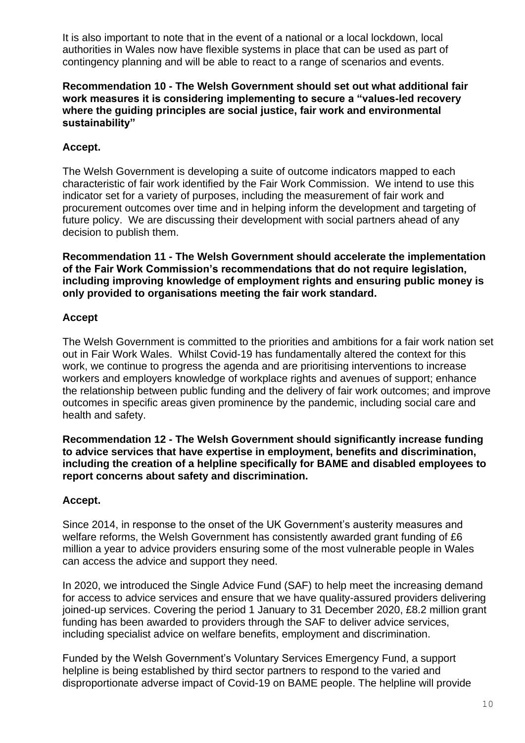It is also important to note that in the event of a national or a local lockdown, local authorities in Wales now have flexible systems in place that can be used as part of contingency planning and will be able to react to a range of scenarios and events.

**Recommendation 10 - The Welsh Government should set out what additional fair work measures it is considering implementing to secure a "values-led recovery where the guiding principles are social justice, fair work and environmental sustainability"**

**Accept.**

The Welsh Government is developing a suite of outcome indicators mapped to each characteristic of fair work identified by the Fair Work Commission. We intend to use this indicator set for a variety of purposes, including the measurement of fair work and procurement outcomes over time and in helping inform the development and targeting of future policy. We are discussing their development with social partners ahead of any decision to publish them.

**Recommendation 11 - The Welsh Government should accelerate the implementation of the Fair Work Commission's recommendations that do not require legislation, including improving knowledge of employment rights and ensuring public money is only provided to organisations meeting the fair work standard.**

**Accept**

The Welsh Government is committed to the priorities and ambitions for a fair work nation set out in Fair Work Wales. Whilst Covid-19 has fundamentally altered the context for this work, we continue to progress the agenda and are prioritising interventions to increase workers and employers knowledge of workplace rights and avenues of support; enhance the relationship between public funding and the delivery of fair work outcomes; and improve outcomes in specific areas given prominence by the pandemic, including social care and health and safety.

**Recommendation 12 - The Welsh Government should significantly increase funding to advice services that have expertise in employment, benefits and discrimination, including the creation of a helpline specifically for BAME and disabled employees to report concerns about safety and discrimination.**

**Accept.**

Since 2014, in response to the onset of the UK Government's austerity measures and welfare reforms, the Welsh Government has consistently awarded grant funding of £6 million a year to advice providers ensuring some of the most vulnerable people in Wales can access the advice and support they need.

In 2020, we introduced the Single Advice Fund (SAF) to help meet the increasing demand for access to advice services and ensure that we have quality-assured providers delivering joined-up services. Covering the period 1 January to 31 December 2020, £8.2 million grant funding has been awarded to providers through the SAF to deliver advice services, including specialist advice on welfare benefits, employment and discrimination.

Funded by the Welsh Government's Voluntary Services Emergency Fund, a support helpline is being established by third sector partners to respond to the varied and disproportionate adverse impact of Covid-19 on BAME people. The helpline will provide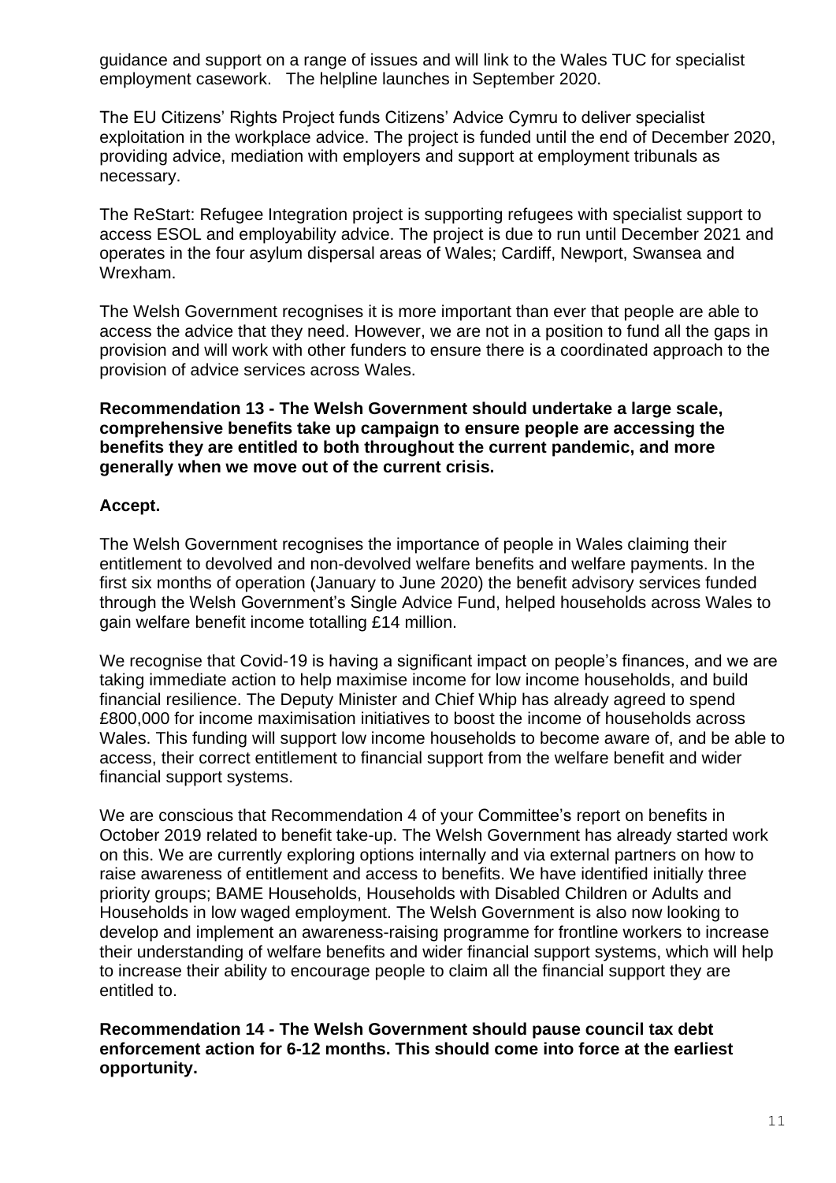guidance and support on a range of issues and will link to the Wales TUC for specialist employment casework.   The helpline launches in September 2020.

The EU Citizens' Rights Project funds Citizens' Advice Cymru to deliver specialist exploitation in the workplace advice. The project is funded until the end of December 2020, providing advice, mediation with employers and support at employment tribunals as necessary.

The ReStart: Refugee Integration project is supporting refugees with specialist support to access ESOL and employability advice. The project is due to run until December 2021 and operates in the four asylum dispersal areas of Wales; Cardiff, Newport, Swansea and Wrexham.

The Welsh Government recognises it is more important than ever that people are able to access the advice that they need. However, we are not in a position to fund all the gaps in provision and will work with other funders to ensure there is a coordinated approach to the provision of advice services across Wales.

**Recommendation 13 - The Welsh Government should undertake a large scale, comprehensive benefits take up campaign to ensure people are accessing the benefits they are entitled to both throughout the current pandemic, and more generally when we move out of the current crisis.**

**Accept.**

The Welsh Government recognises the importance of people in Wales claiming their entitlement to devolved and non-devolved welfare benefits and welfare payments. In the first six months of operation (January to June 2020) the benefit advisory services funded through the Welsh Government's Single Advice Fund, helped households across Wales to gain welfare benefit income totalling £14 million.

We recognise that Covid-19 is having a significant impact on people's finances, and we are taking immediate action to help maximise income for low income households, and build financial resilience. The Deputy Minister and Chief Whip has already agreed to spend £800,000 for income maximisation initiatives to boost the income of households across Wales. This funding will support low income households to become aware of, and be able to access, their correct entitlement to financial support from the welfare benefit and wider financial support systems.

We are conscious that Recommendation 4 of your Committee's report on benefits in October 2019 related to benefit take-up. The Welsh Government has already started work on this. We are currently exploring options internally and via external partners on how to raise awareness of entitlement and access to benefits. We have identified initially three priority groups; BAME Households, Households with Disabled Children or Adults and Households in low waged employment. The Welsh Government is also now looking to develop and implement an awareness-raising programme for frontline workers to increase their understanding of welfare benefits and wider financial support systems, which will help to increase their ability to encourage people to claim all the financial support they are entitled to.

**Recommendation 14 - The Welsh Government should pause council tax debt enforcement action for 6-12 months. This should come into force at the earliest opportunity.**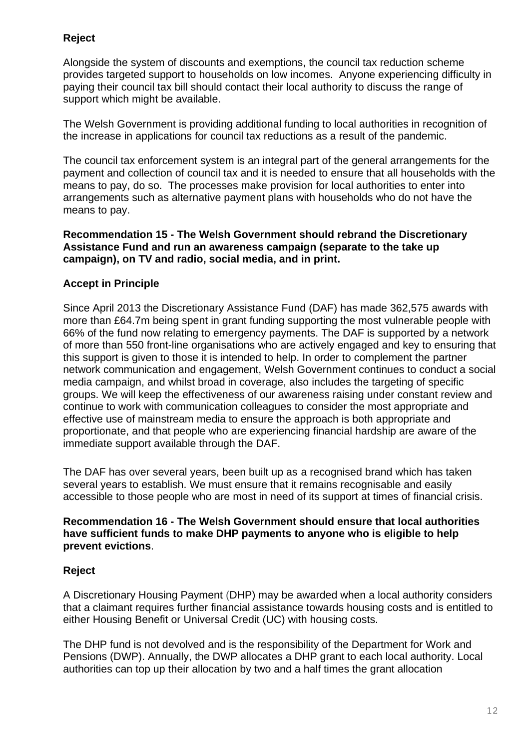**Reject**

Alongside the system of discounts and exemptions, the council tax reduction scheme provides targeted support to households on low incomes. Anyone experiencing difficulty in paying their council tax bill should contact their local authority to discuss the range of support which might be available.

The Welsh Government is providing additional funding to local authorities in recognition of the increase in applications for council tax reductions as a result of the pandemic.

The council tax enforcement system is an integral part of the general arrangements for the payment and collection of council tax and it is needed to ensure that all households with the means to pay, do so. The processes make provision for local authorities to enter into arrangements such as alternative payment plans with households who do not have the means to pay.

**Recommendation 15 - The Welsh Government should rebrand the Discretionary Assistance Fund and run an awareness campaign (separate to the take up campaign), on TV and radio, social media, and in print.**

**Accept in Principle**

Since April 2013 the Discretionary Assistance Fund (DAF) has made 362,575 awards with more than £64.7m being spent in grant funding supporting the most vulnerable people with 66% of the fund now relating to emergency payments. The DAF is supported by a network of more than 550 front-line organisations who are actively engaged and key to ensuring that this support is given to those it is intended to help. In order to complement the partner network communication and engagement, Welsh Government continues to conduct a social media campaign, and whilst broad in coverage, also includes the targeting of specific groups. We will keep the effectiveness of our awareness raising under constant review and continue to work with communication colleagues to consider the most appropriate and effective use of mainstream media to ensure the approach is both appropriate and proportionate, and that people who are experiencing financial hardship are aware of the immediate support available through the DAF.

The DAF has over several years, been built up as a recognised brand which has taken several years to establish. We must ensure that it remains recognisable and easily accessible to those people who are most in need of its support at times of financial crisis.

**Recommendation 16 - The Welsh Government should ensure that local authorities have sufficient funds to make DHP payments to anyone who is eligible to help prevent evictions**.

**Reject**

A Discretionary Housing Payment (DHP) may be awarded when a local authority considers that a claimant requires further financial assistance towards housing costs and is entitled to either Housing Benefit or Universal Credit (UC) with housing costs.

The DHP fund is not devolved and is the responsibility of the Department for Work and Pensions (DWP). Annually, the DWP allocates a DHP grant to each local authority. Local authorities can top up their allocation by two and a half times the grant allocation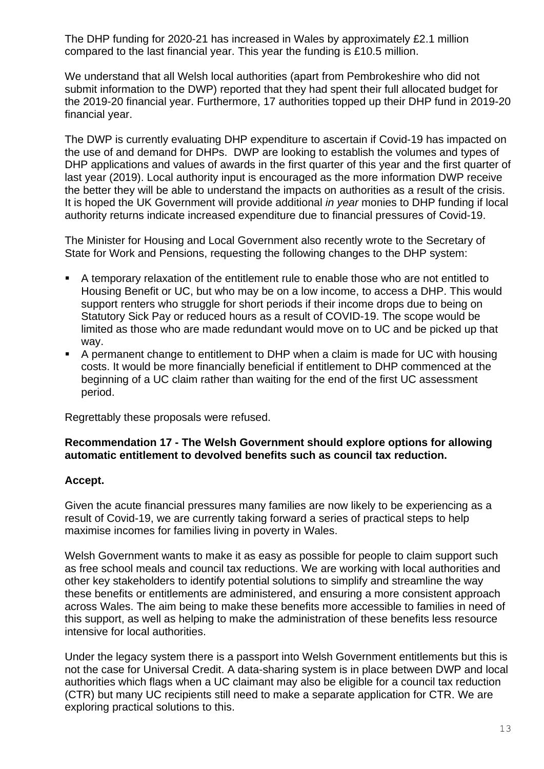The DHP funding for 2020-21 has increased in Wales by approximately £2.1 million compared to the last financial year. This year the funding is £10.5 million.

We understand that all Welsh local authorities (apart from Pembrokeshire who did not submit information to the DWP) reported that they had spent their full allocated budget for the 2019-20 financial year. Furthermore, 17 authorities topped up their DHP fund in 2019-20 financial year.

The DWP is currently evaluating DHP expenditure to ascertain if Covid-19 has impacted on the use of and demand for DHPs. DWP are looking to establish the volumes and types of DHP applications and values of awards in the first quarter of this year and the first quarter of last year (2019). Local authority input is encouraged as the more information DWP receive the better they will be able to understand the impacts on authorities as a result of the crisis. It is hoped the UK Government will provide additional *in year* monies to DHP funding if local authority returns indicate increased expenditure due to financial pressures of Covid-19.

The Minister for Housing and Local Government also recently wrote to the Secretary of State for Work and Pensions, requesting the following changes to the DHP system:

- A temporary relaxation of the entitlement rule to enable those who are not entitled to Housing Benefit or UC, but who may be on a low income, to access a DHP. This would support renters who struggle for short periods if their income drops due to being on Statutory Sick Pay or reduced hours as a result of COVID-19. The scope would be limited as those who are made redundant would move on to UC and be picked up that way.
- A permanent change to entitlement to DHP when a claim is made for UC with housing costs. It would be more financially beneficial if entitlement to DHP commenced at the beginning of a UC claim rather than waiting for the end of the first UC assessment period.

Regrettably these proposals were refused.

**Recommendation 17 - The Welsh Government should explore options for allowing automatic entitlement to devolved benefits such as council tax reduction.**

**Accept.**

Given the acute financial pressures many families are now likely to be experiencing as a result of Covid-19, we are currently taking forward a series of practical steps to help maximise incomes for families living in poverty in Wales.

Welsh Government wants to make it as easy as possible for people to claim support such as free school meals and council tax reductions. We are working with local authorities and other key stakeholders to identify potential solutions to simplify and streamline the way these benefits or entitlements are administered, and ensuring a more consistent approach across Wales. The aim being to make these benefits more accessible to families in need of this support, as well as helping to make the administration of these benefits less resource intensive for local authorities.

Under the legacy system there is a passport into Welsh Government entitlements but this is not the case for Universal Credit. A data-sharing system is in place between DWP and local authorities which flags when a UC claimant may also be eligible for a council tax reduction (CTR) but many UC recipients still need to make a separate application for CTR. We are exploring practical solutions to this.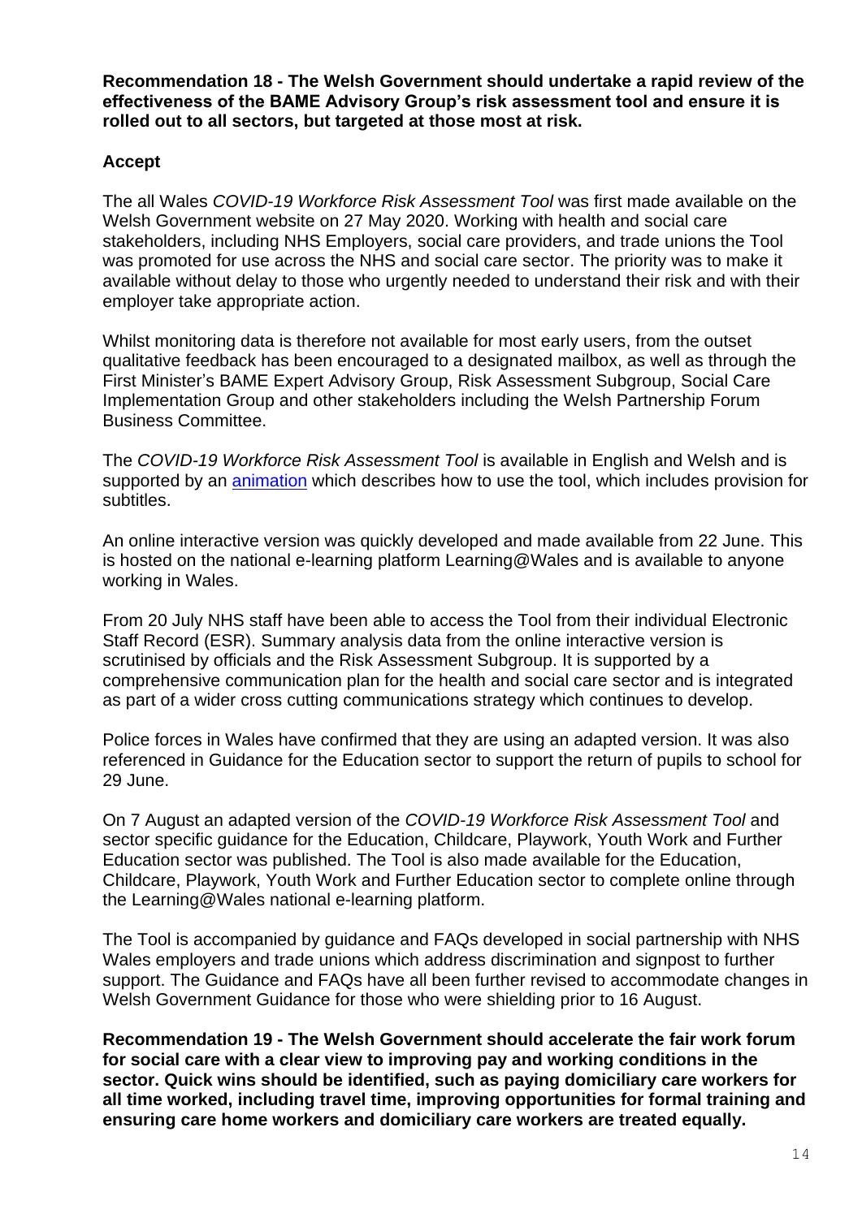**Recommendation 18 - The Welsh Government should undertake a rapid review of the effectiveness of the BAME Advisory Group's risk assessment tool and ensure it is rolled out to all sectors, but targeted at those most at risk.**

**Accept**

The all Wales *COVID-19 Workforce Risk Assessment Tool* was first made available on the Welsh Government website on 27 May 2020. Working with health and social care stakeholders, including NHS Employers, social care providers, and trade unions the Tool was promoted for use across the NHS and social care sector. The priority was to make it available without delay to those who urgently needed to understand their risk and with their employer take appropriate action.

Whilst monitoring data is therefore not available for most early users, from the outset qualitative feedback has been encouraged to a designated mailbox, as well as through the First Minister's BAME Expert Advisory Group, Risk Assessment Subgroup, Social Care Implementation Group and other stakeholders including the Welsh Partnership Forum Business Committee.

The *COVID-19 Workforce Risk Assessment Tool* is available in English and Welsh and is supported by an animation which describes how to use the tool, which includes provision for subtitles.

An online interactive version was quickly developed and made available from 22 June. This is hosted on the national e-learning platform Learning@Wales and is available to anyone working in Wales.

From 20 July NHS staff have been able to access the Tool from their individual Electronic Staff Record (ESR). Summary analysis data from the online interactive version is scrutinised by officials and the Risk Assessment Subgroup. It is supported by a comprehensive communication plan for the health and social care sector and is integrated as part of a wider cross cutting communications strategy which continues to develop.

Police forces in Wales have confirmed that they are using an adapted version. It was also referenced in Guidance for the Education sector to support the return of pupils to school for 29 June.

On 7 August an adapted version of the *COVID-19 Workforce Risk Assessment Tool* and sector specific guidance for the Education, Childcare, Playwork, Youth Work and Further Education sector was published. The Tool is also made available for the Education, Childcare, Playwork, Youth Work and Further Education sector to complete online through the Learning@Wales national e-learning platform.

The Tool is accompanied by guidance and FAQs developed in social partnership with NHS Wales employers and trade unions which address discrimination and signpost to further support. The Guidance and FAQs have all been further revised to accommodate changes in Welsh Government Guidance for those who were shielding prior to 16 August.

**Recommendation 19 - The Welsh Government should accelerate the fair work forum for social care with a clear view to improving pay and working conditions in the sector. Quick wins should be identified, such as paying domiciliary care workers for all time worked, including travel time, improving opportunities for formal training and ensuring care home workers and domiciliary care workers are treated equally.**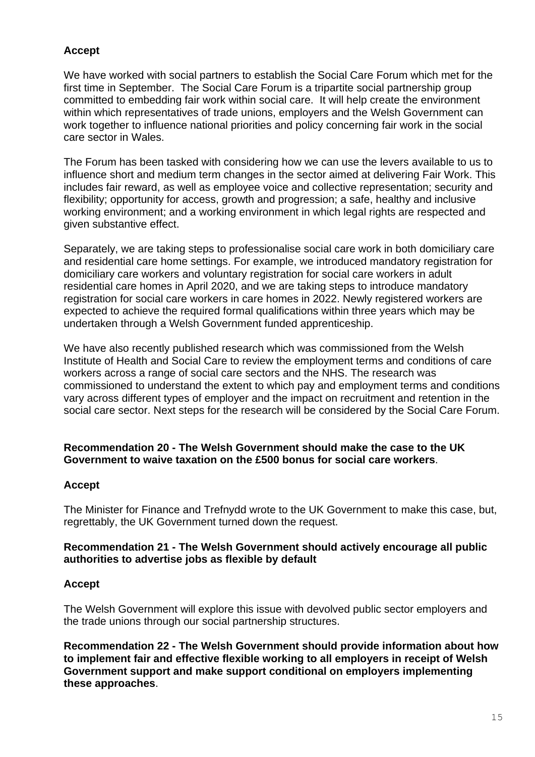**Accept**

We have worked with social partners to establish the Social Care Forum which met for the first time in September. The Social Care Forum is a tripartite social partnership group committed to embedding fair work within social care. It will help create the environment within which representatives of trade unions, employers and the Welsh Government can work together to influence national priorities and policy concerning fair work in the social care sector in Wales.

The Forum has been tasked with considering how we can use the levers available to us to influence short and medium term changes in the sector aimed at delivering Fair Work. This includes fair reward, as well as employee voice and collective representation; security and flexibility; opportunity for access, growth and progression; a safe, healthy and inclusive working environment; and a working environment in which legal rights are respected and given substantive effect.

Separately, we are taking steps to professionalise social care work in both domiciliary care and residential care home settings. For example, we introduced mandatory registration for domiciliary care workers and voluntary registration for social care workers in adult residential care homes in April 2020, and we are taking steps to introduce mandatory registration for social care workers in care homes in 2022. Newly registered workers are expected to achieve the required formal qualifications within three years which may be undertaken through a Welsh Government funded apprenticeship.

We have also recently published research which was commissioned from the Welsh Institute of Health and Social Care to review the employment terms and conditions of care workers across a range of social care sectors and the NHS. The research was commissioned to understand the extent to which pay and employment terms and conditions vary across different types of employer and the impact on recruitment and retention in the social care sector. Next steps for the research will be considered by the Social Care Forum.

**Recommendation 20 - The Welsh Government should make the case to the UK Government to waive taxation on the £500 bonus for social care workers**.

**Accept**

The Minister for Finance and Trefnydd wrote to the UK Government to make this case, but, regrettably, the UK Government turned down the request.

**Recommendation 21 - The Welsh Government should actively encourage all public authorities to advertise jobs as flexible by default**

**Accept**

The Welsh Government will explore this issue with devolved public sector employers and the trade unions through our social partnership structures.

**Recommendation 22 - The Welsh Government should provide information about how to implement fair and effective flexible working to all employers in receipt of Welsh Government support and make support conditional on employers implementing these approaches**.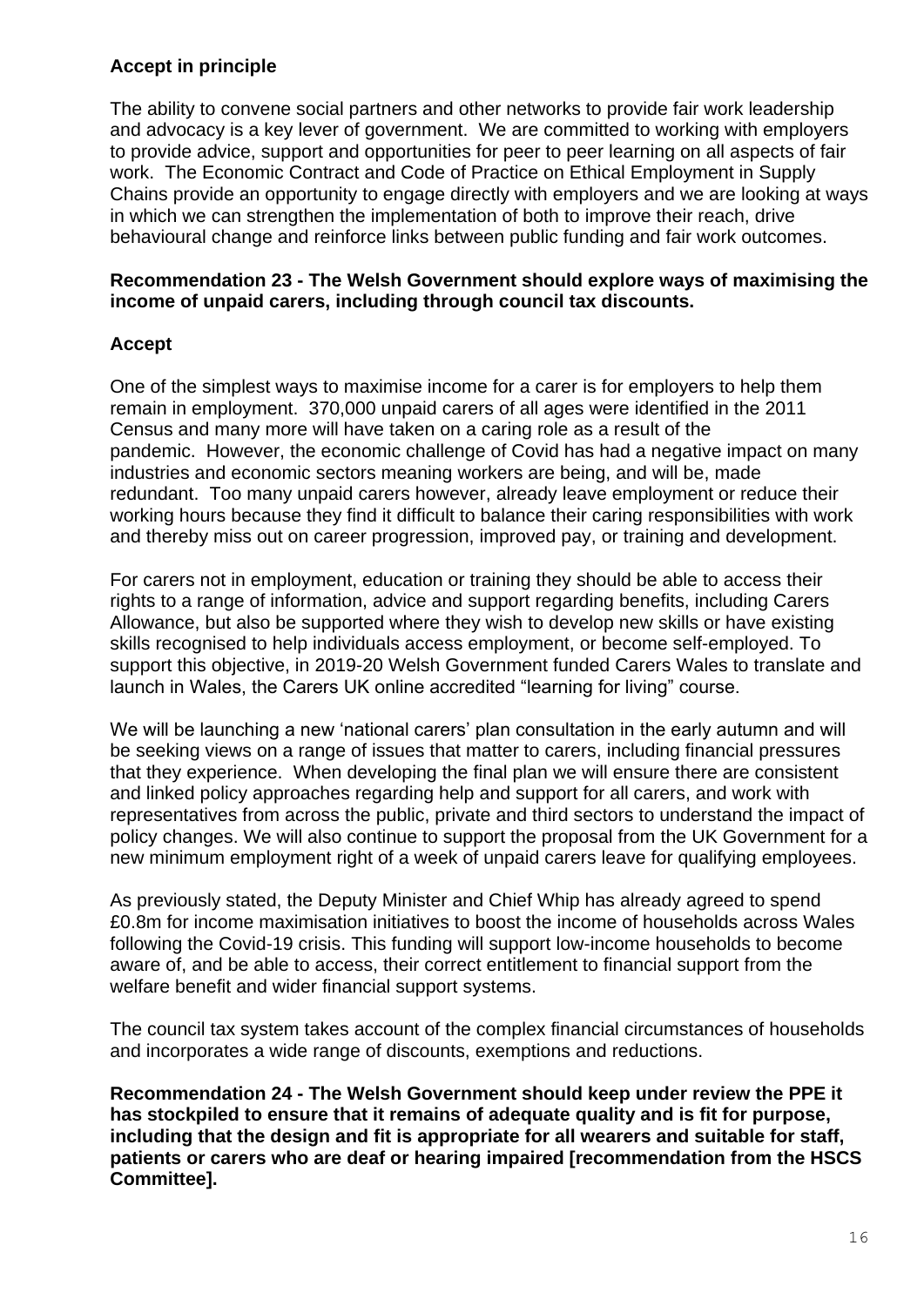**Accept in principle**

The ability to convene social partners and other networks to provide fair work leadership and advocacy is a key lever of government. We are committed to working with employers to provide advice, support and opportunities for peer to peer learning on all aspects of fair work. The Economic Contract and Code of Practice on Ethical Employment in Supply Chains provide an opportunity to engage directly with employers and we are looking at ways in which we can strengthen the implementation of both to improve their reach, drive behavioural change and reinforce links between public funding and fair work outcomes.

**Recommendation 23 - The Welsh Government should explore ways of maximising the income of unpaid carers, including through council tax discounts.**

**Accept**

One of the simplest ways to maximise income for a carer is for employers to help them remain in employment. 370,000 unpaid carers of all ages were identified in the 2011 Census and many more will have taken on a caring role as a result of the pandemic. However, the economic challenge of Covid has had a negative impact on many industries and economic sectors meaning workers are being, and will be, made redundant. Too many unpaid carers however, already leave employment or reduce their working hours because they find it difficult to balance their caring responsibilities with work and thereby miss out on career progression, improved pay, or training and development.

For carers not in employment, education or training they should be able to access their rights to a range of information, advice and support regarding benefits, including Carers Allowance, but also be supported where they wish to develop new skills or have existing skills recognised to help individuals access employment, or become self-employed. To support this objective, in 2019-20 Welsh Government funded Carers Wales to translate and launch in Wales, the Carers UK online accredited "learning for living" course.

We will be launching a new 'national carers' plan consultation in the early autumn and will be seeking views on a range of issues that matter to carers, including financial pressures that they experience. When developing the final plan we will ensure there are consistent and linked policy approaches regarding help and support for all carers, and work with representatives from across the public, private and third sectors to understand the impact of policy changes. We will also continue to support the proposal from the UK Government for a new minimum employment right of a week of unpaid carers leave for qualifying employees.

As previously stated, the Deputy Minister and Chief Whip has already agreed to spend £0.8m for income maximisation initiatives to boost the income of households across Wales following the Covid-19 crisis. This funding will support low-income households to become aware of, and be able to access, their correct entitlement to financial support from the welfare benefit and wider financial support systems.

The council tax system takes account of the complex financial circumstances of households and incorporates a wide range of discounts, exemptions and reductions.

**Recommendation 24 - The Welsh Government should keep under review the PPE it has stockpiled to ensure that it remains of adequate quality and is fit for purpose, including that the design and fit is appropriate for all wearers and suitable for staff, patients or carers who are deaf or hearing impaired [recommendation from the HSCS Committee].**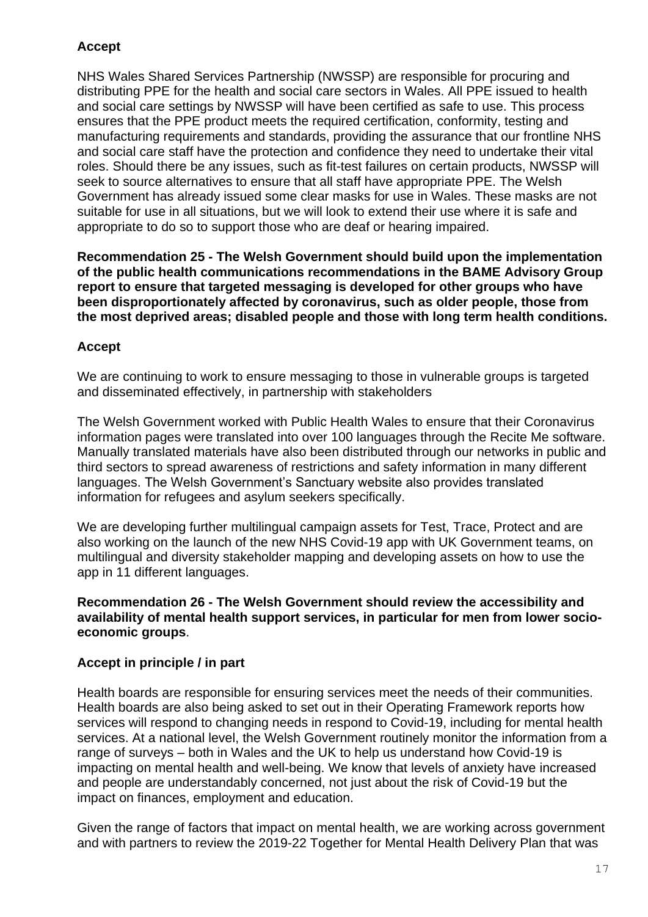**Accept**

NHS Wales Shared Services Partnership (NWSSP) are responsible for procuring and distributing PPE for the health and social care sectors in Wales. All PPE issued to health and social care settings by NWSSP will have been certified as safe to use. This process ensures that the PPE product meets the required certification, conformity, testing and manufacturing requirements and standards, providing the assurance that our frontline NHS and social care staff have the protection and confidence they need to undertake their vital roles. Should there be any issues, such as fit-test failures on certain products, NWSSP will seek to source alternatives to ensure that all staff have appropriate PPE. The Welsh Government has already issued some clear masks for use in Wales. These masks are not suitable for use in all situations, but we will look to extend their use where it is safe and appropriate to do so to support those who are deaf or hearing impaired.

**Recommendation 25 - The Welsh Government should build upon the implementation of the public health communications recommendations in the BAME Advisory Group report to ensure that targeted messaging is developed for other groups who have been disproportionately affected by coronavirus, such as older people, those from the most deprived areas; disabled people and those with long term health conditions.**

**Accept**

We are continuing to work to ensure messaging to those in vulnerable groups is targeted and disseminated effectively, in partnership with stakeholders

The Welsh Government worked with Public Health Wales to ensure that their Coronavirus information pages were translated into over 100 languages through the Recite Me software. Manually translated materials have also been distributed through our networks in public and third sectors to spread awareness of restrictions and safety information in many different languages. The Welsh Government's Sanctuary website also provides translated information for refugees and asylum seekers specifically.

We are developing further multilingual campaign assets for Test, Trace, Protect and are also working on the launch of the new NHS Covid-19 app with UK Government teams, on multilingual and diversity stakeholder mapping and developing assets on how to use the app in 11 different languages.

**Recommendation 26 - The Welsh Government should review the accessibility and availability of mental health support services, in particular for men from lower socio-economic groups**.

**Accept in principle / in part**

Health boards are responsible for ensuring services meet the needs of their communities. Health boards are also being asked to set out in their Operating Framework reports how services will respond to changing needs in respond to Covid-19, including for mental health services. At a national level, the Welsh Government routinely monitor the information from a range of surveys – both in Wales and the UK to help us understand how Covid-19 is impacting on mental health and well-being. We know that levels of anxiety have increased and people are understandably concerned, not just about the risk of Covid-19 but the impact on finances, employment and education.

Given the range of factors that impact on mental health, we are working across government and with partners to review the 2019-22 Together for Mental Health Delivery Plan that was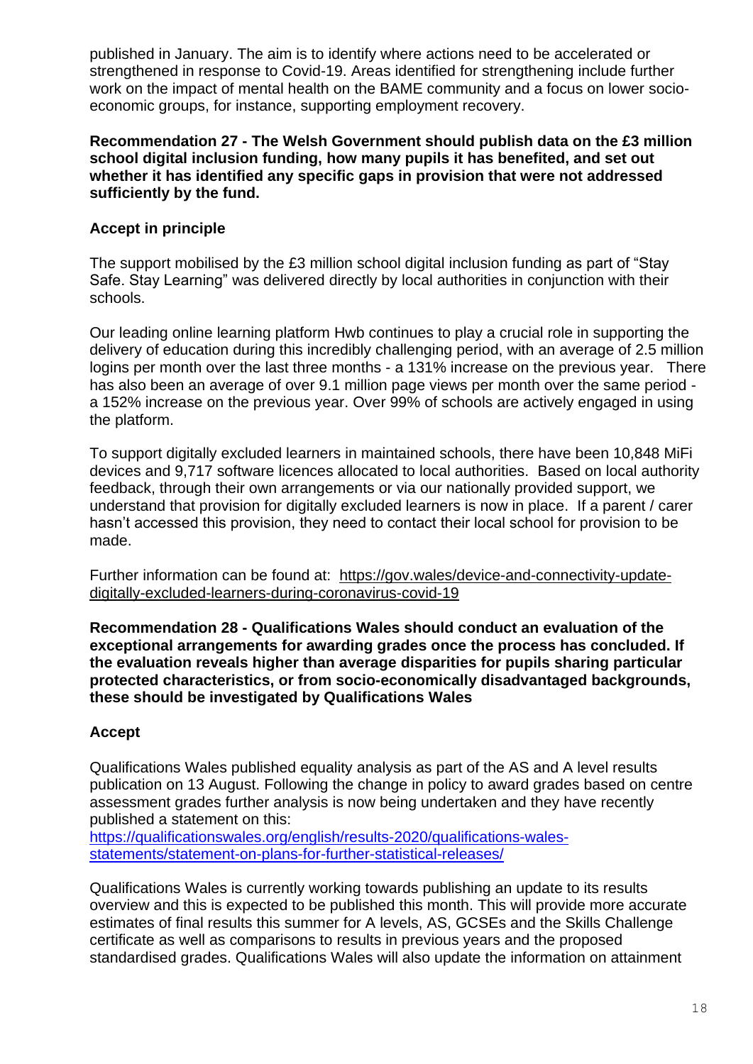published in January. The aim is to identify where actions need to be accelerated or strengthened in response to Covid-19. Areas identified for strengthening include further work on the impact of mental health on the BAME community and a focus on lower socio-economic groups, for instance, supporting employment recovery.

**Recommendation 27 - The Welsh Government should publish data on the £3 million school digital inclusion funding, how many pupils it has benefited, and set out whether it has identified any specific gaps in provision that were not addressed sufficiently by the fund.**

**Accept in principle**

The support mobilised by the £3 million school digital inclusion funding as part of "Stay Safe. Stay Learning" was delivered directly by local authorities in conjunction with their schools.

Our leading online learning platform Hwb continues to play a crucial role in supporting the delivery of education during this incredibly challenging period, with an average of 2.5 million logins per month over the last three months - a 131% increase on the previous year. There has also been an average of over 9.1 million page views per month over the same period - a 152% increase on the previous year. Over 99% of schools are actively engaged in using the platform.

To support digitally excluded learners in maintained schools, there have been 10,848 MiFi devices and 9,717 software licences allocated to local authorities. Based on local authority feedback, through their own arrangements or via our nationally provided support, we understand that provision for digitally excluded learners is now in place. If a parent / carer hasn't accessed this provision, they need to contact their local school for provision to be made.

Further information can be found at: [https://gov.wales/device-and-connectivity-update-digitally-excluded-learners-during-coronavirus-covid-19](https://gov.wales/device-and-connectivity-update-digitally-excluded-learners-during-coronavirus-covid-19)

**Recommendation 28 - Qualifications Wales should conduct an evaluation of the exceptional arrangements for awarding grades once the process has concluded. If the evaluation reveals higher than average disparities for pupils sharing particular protected characteristics, or from socio-economically disadvantaged backgrounds, these should be investigated by Qualifications Wales**

**Accept**

Qualifications Wales published equality analysis as part of the AS and A level results publication on 13 August. Following the change in policy to award grades based on centre assessment grades further analysis is now being undertaken and they have recently published a statement on this:
[https://qualificationswales.org/english/results-2020/qualifications-wales-statements/statement-on-plans-for-further-statistical-releases/](https://qualificationswales.org/english/results-2020/qualifications-wales-statements/statement-on-plans-for-further-statistical-releases/)

Qualifications Wales is currently working towards publishing an update to its results overview and this is expected to be published this month. This will provide more accurate estimates of final results this summer for A levels, AS, GCSEs and the Skills Challenge certificate as well as comparisons to results in previous years and the proposed standardised grades. Qualifications Wales will also update the information on attainment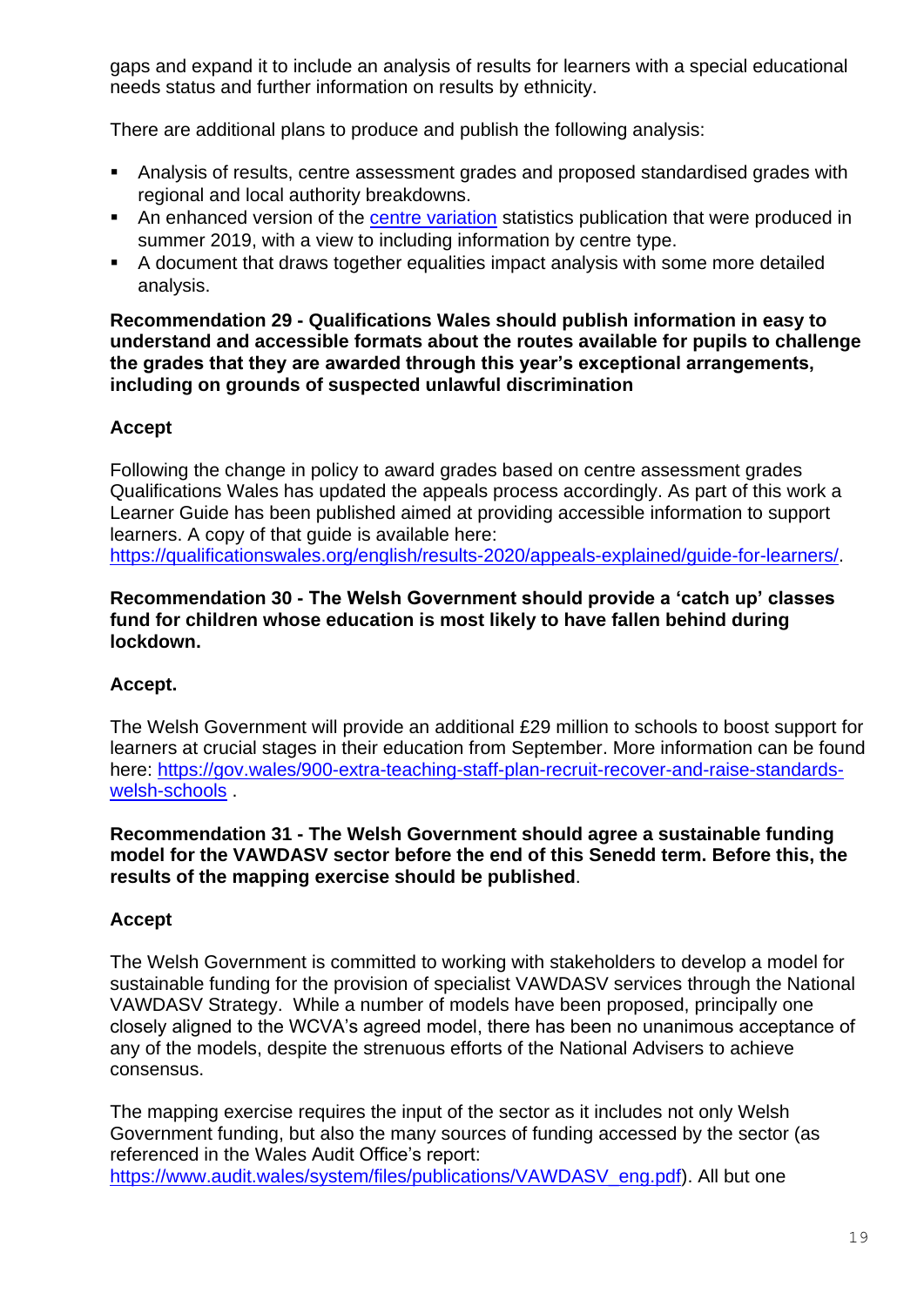gaps and expand it to include an analysis of results for learners with a special educational needs status and further information on results by ethnicity.

There are additional plans to produce and publish the following analysis:

- Analysis of results, centre assessment grades and proposed standardised grades with regional and local authority breakdowns.
- An enhanced version of the [centre variation](centre variation) statistics publication that were produced in summer 2019, with a view to including information by centre type.
- A document that draws together equalities impact analysis with some more detailed analysis.

**Recommendation 29 - Qualifications Wales should publish information in easy to understand and accessible formats about the routes available for pupils to challenge the grades that they are awarded through this year's exceptional arrangements, including on grounds of suspected unlawful discrimination**

**Accept**

Following the change in policy to award grades based on centre assessment grades Qualifications Wales has updated the appeals process accordingly. As part of this work a Learner Guide has been published aimed at providing accessible information to support learners. A copy of that guide is available here: https://qualificationswales.org/english/results-2020/appeals-explained/guide-for-learners/.

**Recommendation 30 - The Welsh Government should provide a 'catch up' classes fund for children whose education is most likely to have fallen behind during lockdown.**

**Accept.**

The Welsh Government will provide an additional £29 million to schools to boost support for learners at crucial stages in their education from September. More information can be found here: https://gov.wales/900-extra-teaching-staff-plan-recruit-recover-and-raise-standards-welsh-schools .

**Recommendation 31 - The Welsh Government should agree a sustainable funding model for the VAWDASV sector before the end of this Senedd term. Before this, the results of the mapping exercise should be published**.

**Accept**

The Welsh Government is committed to working with stakeholders to develop a model for sustainable funding for the provision of specialist VAWDASV services through the National VAWDASV Strategy. While a number of models have been proposed, principally one closely aligned to the WCVA's agreed model, there has been no unanimous acceptance of any of the models, despite the strenuous efforts of the National Advisers to achieve consensus.

The mapping exercise requires the input of the sector as it includes not only Welsh Government funding, but also the many sources of funding accessed by the sector (as referenced in the Wales Audit Office's report: https://www.audit.wales/system/files/publications/VAWDASV_eng.pdf). All but one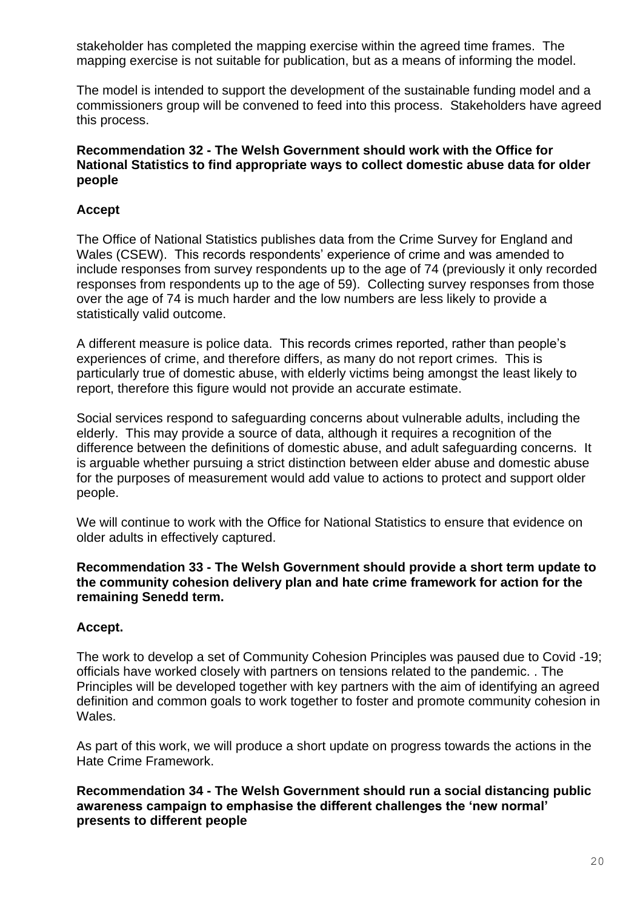stakeholder has completed the mapping exercise within the agreed time frames. The mapping exercise is not suitable for publication, but as a means of informing the model.

The model is intended to support the development of the sustainable funding model and a commissioners group will be convened to feed into this process. Stakeholders have agreed this process.

**Recommendation 32 - The Welsh Government should work with the Office for National Statistics to find appropriate ways to collect domestic abuse data for older people**

**Accept**

The Office of National Statistics publishes data from the Crime Survey for England and Wales (CSEW). This records respondents' experience of crime and was amended to include responses from survey respondents up to the age of 74 (previously it only recorded responses from respondents up to the age of 59). Collecting survey responses from those over the age of 74 is much harder and the low numbers are less likely to provide a statistically valid outcome.

A different measure is police data. This records crimes reported, rather than people's experiences of crime, and therefore differs, as many do not report crimes. This is particularly true of domestic abuse, with elderly victims being amongst the least likely to report, therefore this figure would not provide an accurate estimate.

Social services respond to safeguarding concerns about vulnerable adults, including the elderly. This may provide a source of data, although it requires a recognition of the difference between the definitions of domestic abuse, and adult safeguarding concerns. It is arguable whether pursuing a strict distinction between elder abuse and domestic abuse for the purposes of measurement would add value to actions to protect and support older people.

We will continue to work with the Office for National Statistics to ensure that evidence on older adults in effectively captured.

**Recommendation 33 - The Welsh Government should provide a short term update to the community cohesion delivery plan and hate crime framework for action for the remaining Senedd term.**

**Accept.**

The work to develop a set of Community Cohesion Principles was paused due to Covid -19; officials have worked closely with partners on tensions related to the pandemic. . The Principles will be developed together with key partners with the aim of identifying an agreed definition and common goals to work together to foster and promote community cohesion in Wales.

As part of this work, we will produce a short update on progress towards the actions in the Hate Crime Framework.

**Recommendation 34 - The Welsh Government should run a social distancing public awareness campaign to emphasise the different challenges the 'new normal' presents to different people**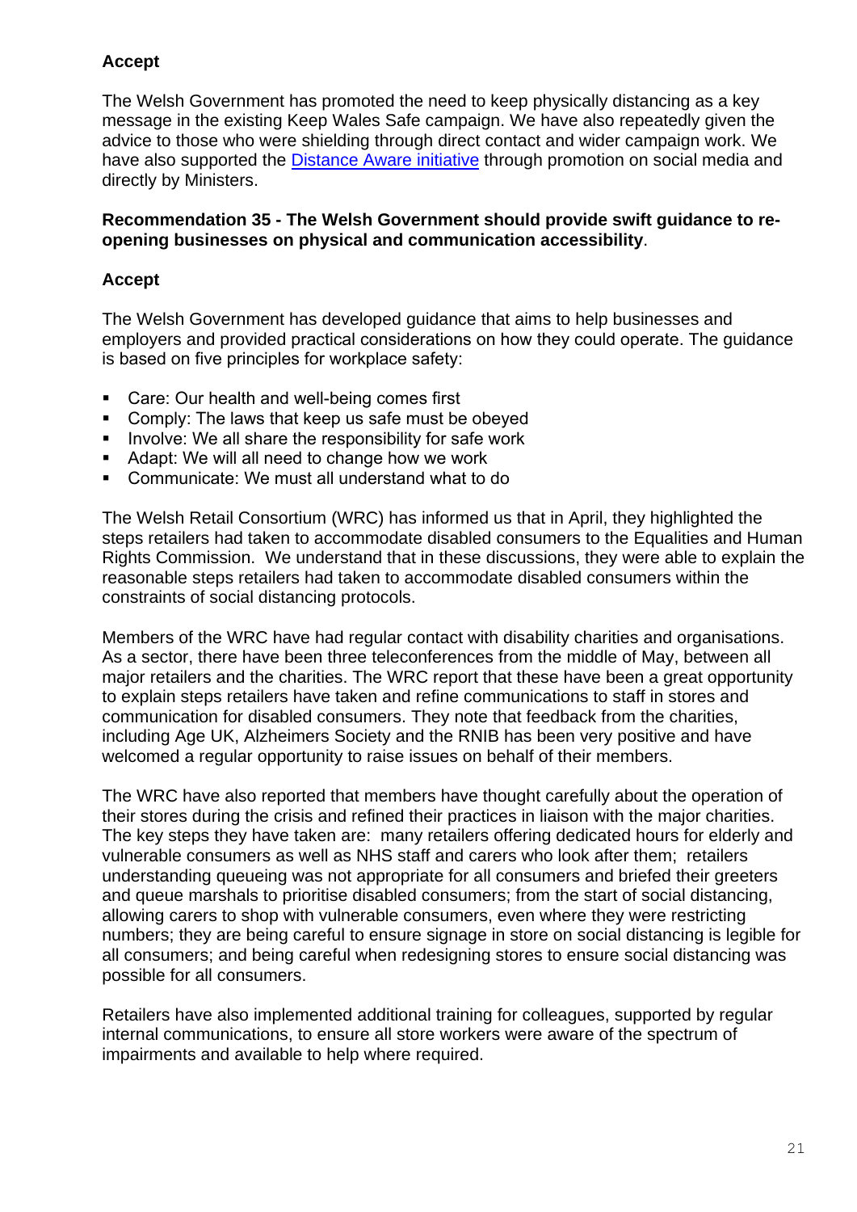**Accept**

The Welsh Government has promoted the need to keep physically distancing as a key message in the existing Keep Wales Safe campaign. We have also repeatedly given the advice to those who were shielding through direct contact and wider campaign work. We have also supported the [Distance Aware initiative] through promotion on social media and directly by Ministers.

**Recommendation 35 - The Welsh Government should provide swift guidance to re-opening businesses on physical and communication accessibility**.

**Accept**

The Welsh Government has developed guidance that aims to help businesses and employers and provided practical considerations on how they could operate. The guidance is based on five principles for workplace safety:

- Care: Our health and well-being comes first
- Comply: The laws that keep us safe must be obeyed
- Involve: We all share the responsibility for safe work
- Adapt: We will all need to change how we work
- Communicate: We must all understand what to do

The Welsh Retail Consortium (WRC) has informed us that in April, they highlighted the steps retailers had taken to accommodate disabled consumers to the Equalities and Human Rights Commission. We understand that in these discussions, they were able to explain the reasonable steps retailers had taken to accommodate disabled consumers within the constraints of social distancing protocols.

Members of the WRC have had regular contact with disability charities and organisations. As a sector, there have been three teleconferences from the middle of May, between all major retailers and the charities. The WRC report that these have been a great opportunity to explain steps retailers have taken and refine communications to staff in stores and communication for disabled consumers. They note that feedback from the charities, including Age UK, Alzheimers Society and the RNIB has been very positive and have welcomed a regular opportunity to raise issues on behalf of their members.

The WRC have also reported that members have thought carefully about the operation of their stores during the crisis and refined their practices in liaison with the major charities. The key steps they have taken are: many retailers offering dedicated hours for elderly and vulnerable consumers as well as NHS staff and carers who look after them; retailers understanding queueing was not appropriate for all consumers and briefed their greeters and queue marshals to prioritise disabled consumers; from the start of social distancing, allowing carers to shop with vulnerable consumers, even where they were restricting numbers; they are being careful to ensure signage in store on social distancing is legible for all consumers; and being careful when redesigning stores to ensure social distancing was possible for all consumers.

Retailers have also implemented additional training for colleagues, supported by regular internal communications, to ensure all store workers were aware of the spectrum of impairments and available to help where required.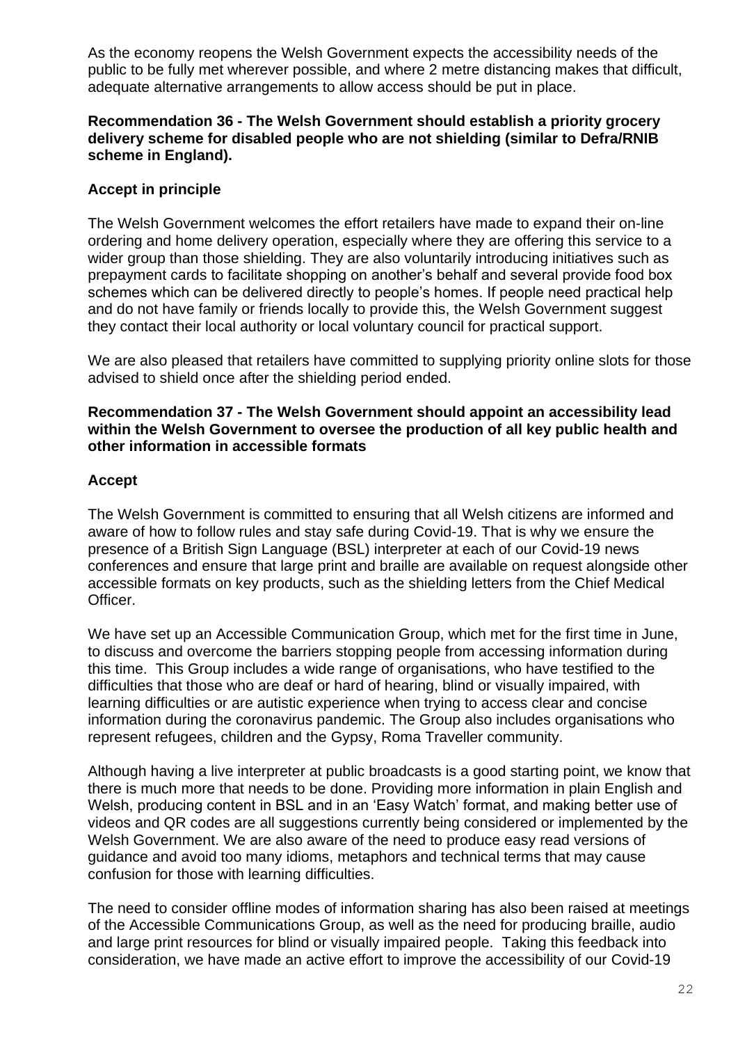As the economy reopens the Welsh Government expects the accessibility needs of the public to be fully met wherever possible, and where 2 metre distancing makes that difficult, adequate alternative arrangements to allow access should be put in place.

**Recommendation 36 - The Welsh Government should establish a priority grocery delivery scheme for disabled people who are not shielding (similar to Defra/RNIB scheme in England).**

**Accept in principle**

The Welsh Government welcomes the effort retailers have made to expand their on-line ordering and home delivery operation, especially where they are offering this service to a wider group than those shielding. They are also voluntarily introducing initiatives such as prepayment cards to facilitate shopping on another's behalf and several provide food box schemes which can be delivered directly to people's homes. If people need practical help and do not have family or friends locally to provide this, the Welsh Government suggest they contact their local authority or local voluntary council for practical support.

We are also pleased that retailers have committed to supplying priority online slots for those advised to shield once after the shielding period ended.

**Recommendation 37 - The Welsh Government should appoint an accessibility lead within the Welsh Government to oversee the production of all key public health and other information in accessible formats**

**Accept**

The Welsh Government is committed to ensuring that all Welsh citizens are informed and aware of how to follow rules and stay safe during Covid-19. That is why we ensure the presence of a British Sign Language (BSL) interpreter at each of our Covid-19 news conferences and ensure that large print and braille are available on request alongside other accessible formats on key products, such as the shielding letters from the Chief Medical Officer.

We have set up an Accessible Communication Group, which met for the first time in June, to discuss and overcome the barriers stopping people from accessing information during this time. This Group includes a wide range of organisations, who have testified to the difficulties that those who are deaf or hard of hearing, blind or visually impaired, with learning difficulties or are autistic experience when trying to access clear and concise information during the coronavirus pandemic. The Group also includes organisations who represent refugees, children and the Gypsy, Roma Traveller community.

Although having a live interpreter at public broadcasts is a good starting point, we know that there is much more that needs to be done. Providing more information in plain English and Welsh, producing content in BSL and in an 'Easy Watch' format, and making better use of videos and QR codes are all suggestions currently being considered or implemented by the Welsh Government. We are also aware of the need to produce easy read versions of guidance and avoid too many idioms, metaphors and technical terms that may cause confusion for those with learning difficulties.

The need to consider offline modes of information sharing has also been raised at meetings of the Accessible Communications Group, as well as the need for producing braille, audio and large print resources for blind or visually impaired people. Taking this feedback into consideration, we have made an active effort to improve the accessibility of our Covid-19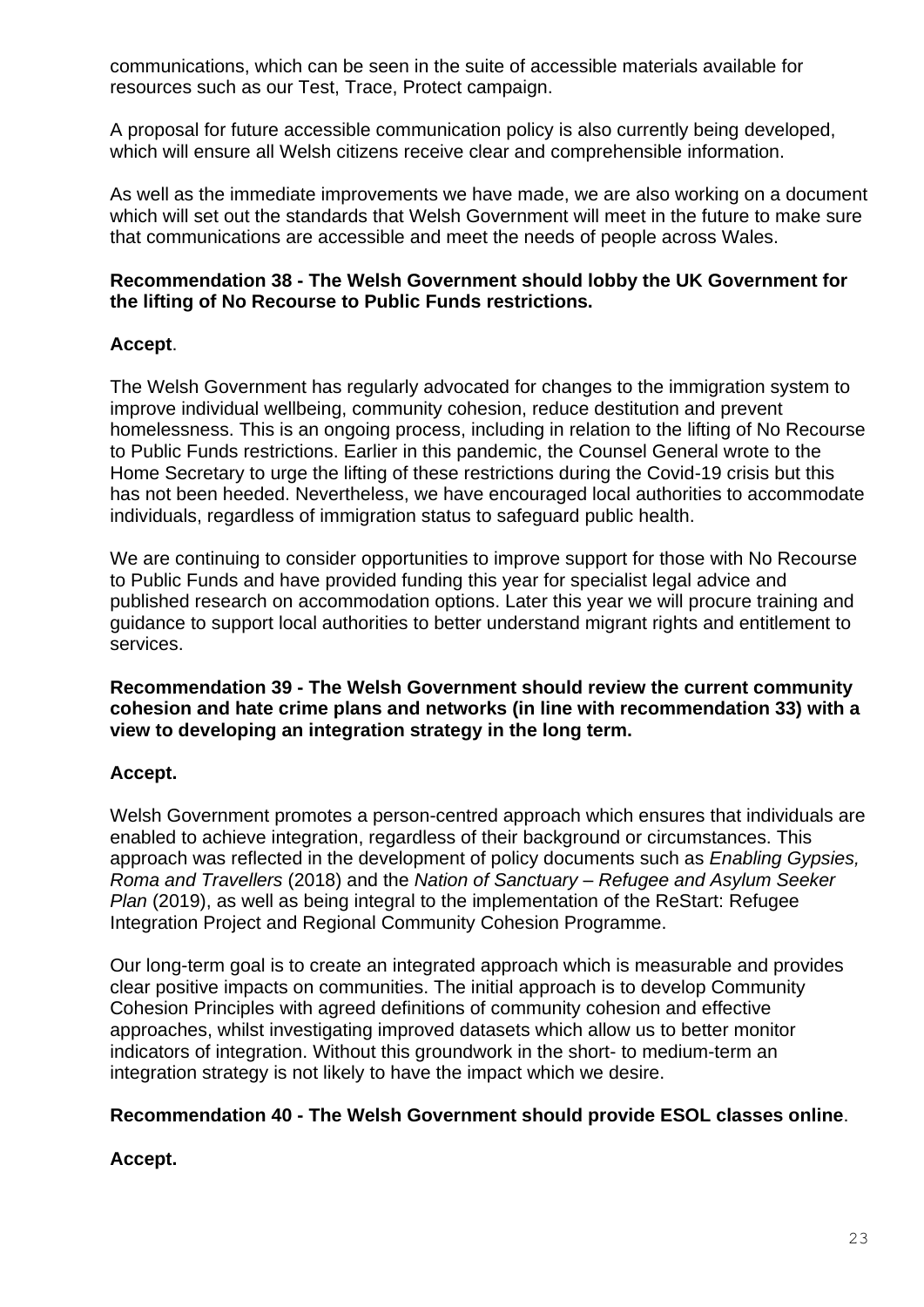communications, which can be seen in the suite of accessible materials available for resources such as our Test, Trace, Protect campaign.

A proposal for future accessible communication policy is also currently being developed, which will ensure all Welsh citizens receive clear and comprehensible information.

As well as the immediate improvements we have made, we are also working on a document which will set out the standards that Welsh Government will meet in the future to make sure that communications are accessible and meet the needs of people across Wales.

**Recommendation 38 - The Welsh Government should lobby the UK Government for the lifting of No Recourse to Public Funds restrictions.**

**Accept**.

The Welsh Government has regularly advocated for changes to the immigration system to improve individual wellbeing, community cohesion, reduce destitution and prevent homelessness. This is an ongoing process, including in relation to the lifting of No Recourse to Public Funds restrictions. Earlier in this pandemic, the Counsel General wrote to the Home Secretary to urge the lifting of these restrictions during the Covid-19 crisis but this has not been heeded. Nevertheless, we have encouraged local authorities to accommodate individuals, regardless of immigration status to safeguard public health.

We are continuing to consider opportunities to improve support for those with No Recourse to Public Funds and have provided funding this year for specialist legal advice and published research on accommodation options. Later this year we will procure training and guidance to support local authorities to better understand migrant rights and entitlement to services.

**Recommendation 39 - The Welsh Government should review the current community cohesion and hate crime plans and networks (in line with recommendation 33) with a view to developing an integration strategy in the long term.**

**Accept.**

Welsh Government promotes a person-centred approach which ensures that individuals are enabled to achieve integration, regardless of their background or circumstances. This approach was reflected in the development of policy documents such as *Enabling Gypsies, Roma and Travellers* (2018) and the *Nation of Sanctuary – Refugee and Asylum Seeker Plan* (2019), as well as being integral to the implementation of the ReStart: Refugee Integration Project and Regional Community Cohesion Programme.

Our long-term goal is to create an integrated approach which is measurable and provides clear positive impacts on communities. The initial approach is to develop Community Cohesion Principles with agreed definitions of community cohesion and effective approaches, whilst investigating improved datasets which allow us to better monitor indicators of integration. Without this groundwork in the short- to medium-term an integration strategy is not likely to have the impact which we desire.

**Recommendation 40 - The Welsh Government should provide ESOL classes online**.

**Accept.**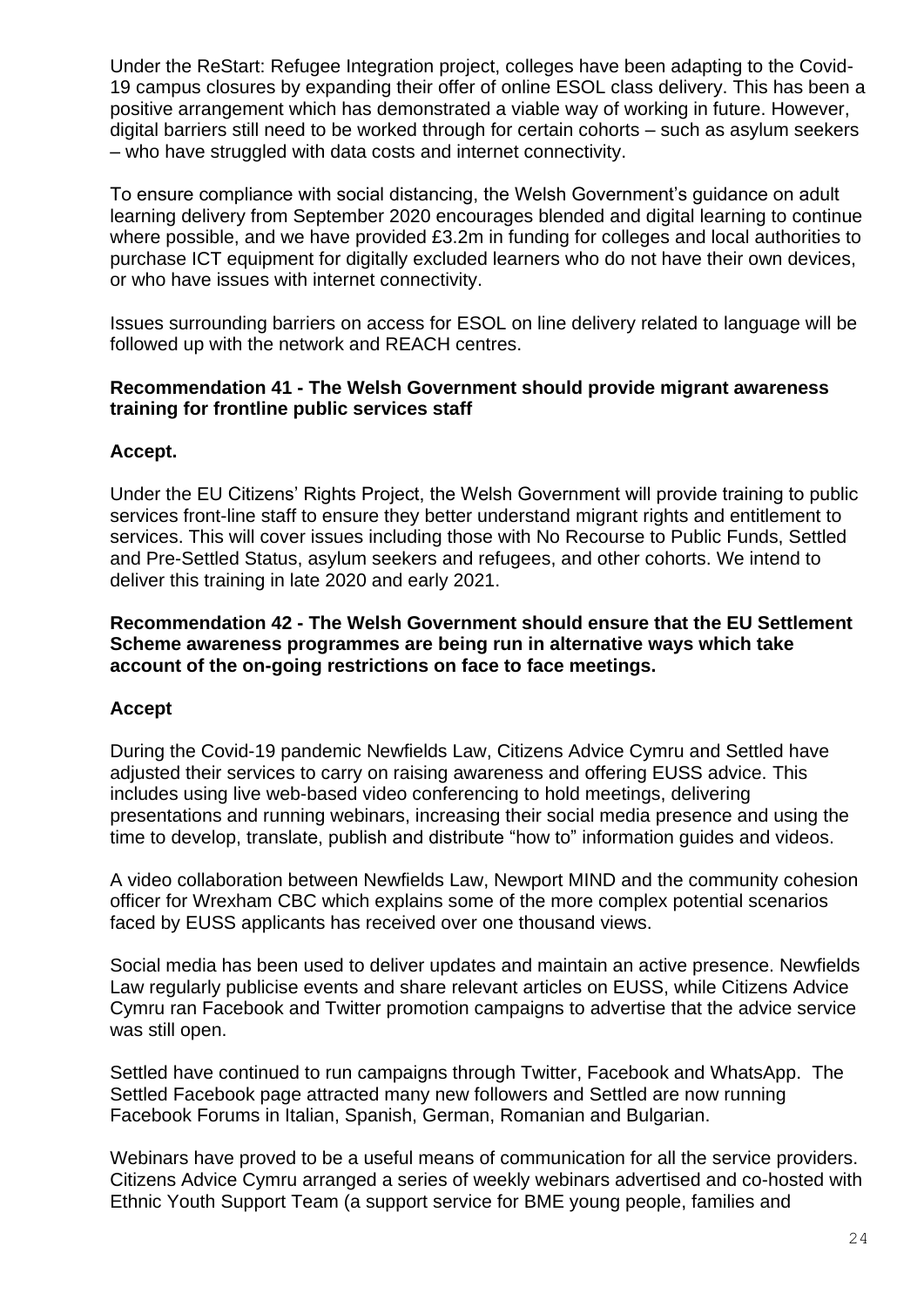Under the ReStart: Refugee Integration project, colleges have been adapting to the Covid-19 campus closures by expanding their offer of online ESOL class delivery. This has been a positive arrangement which has demonstrated a viable way of working in future. However, digital barriers still need to be worked through for certain cohorts – such as asylum seekers – who have struggled with data costs and internet connectivity.

To ensure compliance with social distancing, the Welsh Government's guidance on adult learning delivery from September 2020 encourages blended and digital learning to continue where possible, and we have provided £3.2m in funding for colleges and local authorities to purchase ICT equipment for digitally excluded learners who do not have their own devices, or who have issues with internet connectivity.

Issues surrounding barriers on access for ESOL on line delivery related to language will be followed up with the network and REACH centres.

**Recommendation 41 - The Welsh Government should provide migrant awareness training for frontline public services staff**

**Accept.**

Under the EU Citizens' Rights Project, the Welsh Government will provide training to public services front-line staff to ensure they better understand migrant rights and entitlement to services. This will cover issues including those with No Recourse to Public Funds, Settled and Pre-Settled Status, asylum seekers and refugees, and other cohorts. We intend to deliver this training in late 2020 and early 2021.

**Recommendation 42 - The Welsh Government should ensure that the EU Settlement Scheme awareness programmes are being run in alternative ways which take account of the on-going restrictions on face to face meetings.**

**Accept**

During the Covid-19 pandemic Newfields Law, Citizens Advice Cymru and Settled have adjusted their services to carry on raising awareness and offering EUSS advice. This includes using live web-based video conferencing to hold meetings, delivering presentations and running webinars, increasing their social media presence and using the time to develop, translate, publish and distribute "how to" information guides and videos.

A video collaboration between Newfields Law, Newport MIND and the community cohesion officer for Wrexham CBC which explains some of the more complex potential scenarios faced by EUSS applicants has received over one thousand views.

Social media has been used to deliver updates and maintain an active presence. Newfields Law regularly publicise events and share relevant articles on EUSS, while Citizens Advice Cymru ran Facebook and Twitter promotion campaigns to advertise that the advice service was still open.

Settled have continued to run campaigns through Twitter, Facebook and WhatsApp. The Settled Facebook page attracted many new followers and Settled are now running Facebook Forums in Italian, Spanish, German, Romanian and Bulgarian.

Webinars have proved to be a useful means of communication for all the service providers. Citizens Advice Cymru arranged a series of weekly webinars advertised and co-hosted with Ethnic Youth Support Team (a support service for BME young people, families and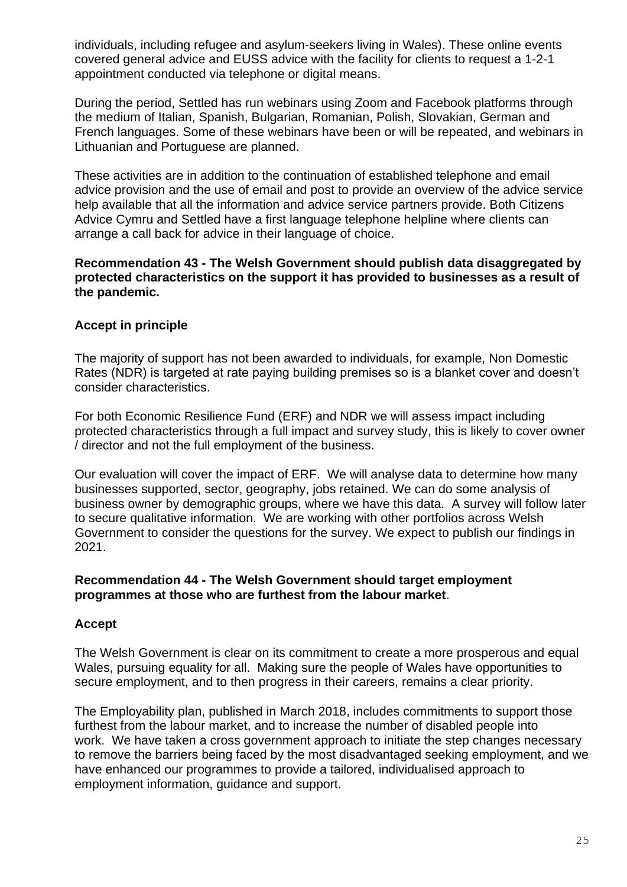individuals, including refugee and asylum-seekers living in Wales). These online events covered general advice and EUSS advice with the facility for clients to request a 1-2-1 appointment conducted via telephone or digital means.

During the period, Settled has run webinars using Zoom and Facebook platforms through the medium of Italian, Spanish, Bulgarian, Romanian, Polish, Slovakian, German and French languages. Some of these webinars have been or will be repeated, and webinars in Lithuanian and Portuguese are planned.

These activities are in addition to the continuation of established telephone and email advice provision and the use of email and post to provide an overview of the advice service help available that all the information and advice service partners provide. Both Citizens Advice Cymru and Settled have a first language telephone helpline where clients can arrange a call back for advice in their language of choice.

**Recommendation 43 - The Welsh Government should publish data disaggregated by protected characteristics on the support it has provided to businesses as a result of the pandemic.**

**Accept in principle**

The majority of support has not been awarded to individuals, for example, Non Domestic Rates (NDR) is targeted at rate paying building premises so is a blanket cover and doesn't consider characteristics.

For both Economic Resilience Fund (ERF) and NDR we will assess impact including protected characteristics through a full impact and survey study, this is likely to cover owner / director and not the full employment of the business.

Our evaluation will cover the impact of ERF. We will analyse data to determine how many businesses supported, sector, geography, jobs retained. We can do some analysis of business owner by demographic groups, where we have this data. A survey will follow later to secure qualitative information. We are working with other portfolios across Welsh Government to consider the questions for the survey. We expect to publish our findings in 2021.

**Recommendation 44 - The Welsh Government should target employment programmes at those who are furthest from the labour market**.

**Accept**

The Welsh Government is clear on its commitment to create a more prosperous and equal Wales, pursuing equality for all. Making sure the people of Wales have opportunities to secure employment, and to then progress in their careers, remains a clear priority.

The Employability plan, published in March 2018, includes commitments to support those furthest from the labour market, and to increase the number of disabled people into work. We have taken a cross government approach to initiate the step changes necessary to remove the barriers being faced by the most disadvantaged seeking employment, and we have enhanced our programmes to provide a tailored, individualised approach to employment information, guidance and support.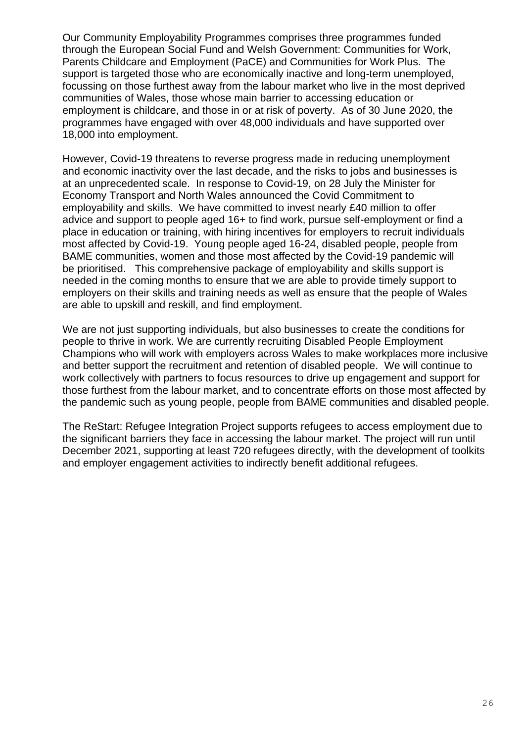Our Community Employability Programmes comprises three programmes funded through the European Social Fund and Welsh Government: Communities for Work, Parents Childcare and Employment (PaCE) and Communities for Work Plus. The support is targeted those who are economically inactive and long-term unemployed, focussing on those furthest away from the labour market who live in the most deprived communities of Wales, those whose main barrier to accessing education or employment is childcare, and those in or at risk of poverty. As of 30 June 2020, the programmes have engaged with over 48,000 individuals and have supported over 18,000 into employment.

However, Covid-19 threatens to reverse progress made in reducing unemployment and economic inactivity over the last decade, and the risks to jobs and businesses is at an unprecedented scale. In response to Covid-19, on 28 July the Minister for Economy Transport and North Wales announced the Covid Commitment to employability and skills. We have committed to invest nearly £40 million to offer advice and support to people aged 16+ to find work, pursue self-employment or find a place in education or training, with hiring incentives for employers to recruit individuals most affected by Covid-19. Young people aged 16-24, disabled people, people from BAME communities, women and those most affected by the Covid-19 pandemic will be prioritised. This comprehensive package of employability and skills support is needed in the coming months to ensure that we are able to provide timely support to employers on their skills and training needs as well as ensure that the people of Wales are able to upskill and reskill, and find employment.

We are not just supporting individuals, but also businesses to create the conditions for people to thrive in work. We are currently recruiting Disabled People Employment Champions who will work with employers across Wales to make workplaces more inclusive and better support the recruitment and retention of disabled people. We will continue to work collectively with partners to focus resources to drive up engagement and support for those furthest from the labour market, and to concentrate efforts on those most affected by the pandemic such as young people, people from BAME communities and disabled people.

The ReStart: Refugee Integration Project supports refugees to access employment due to the significant barriers they face in accessing the labour market. The project will run until December 2021, supporting at least 720 refugees directly, with the development of toolkits and employer engagement activities to indirectly benefit additional refugees.